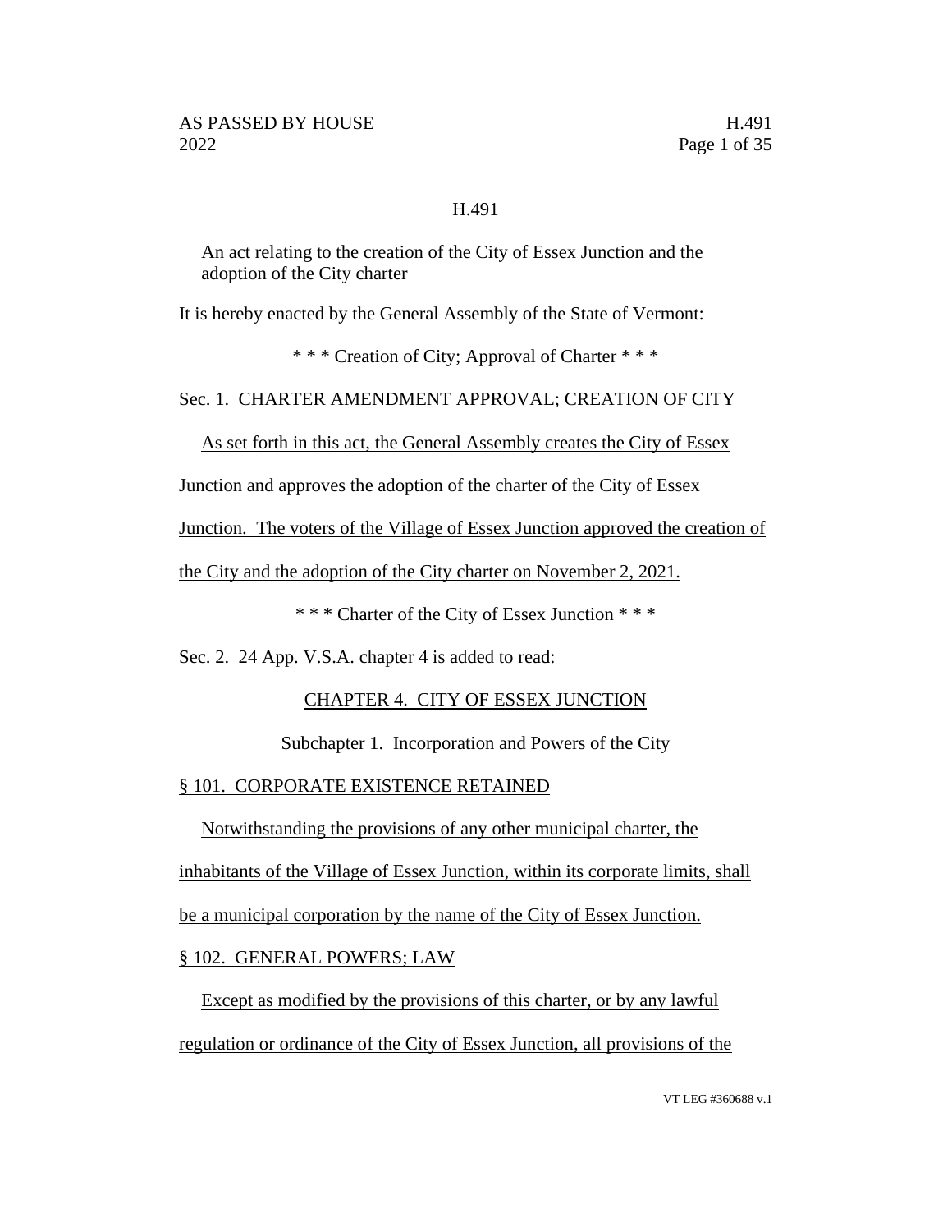# H.491

An act relating to the creation of the City of Essex Junction and the adoption of the City charter

It is hereby enacted by the General Assembly of the State of Vermont:

\* \* \* Creation of City; Approval of Charter \* \* \*

Sec. 1. CHARTER AMENDMENT APPROVAL; CREATION OF CITY

As set forth in this act, the General Assembly creates the City of Essex Junction and approves the adoption of the charter of the City of Essex Junction. The voters of the Village of Essex Junction approved the creation of the City and the adoption of the City charter on November 2, 2021.

\* \* \* Charter of the City of Essex Junction \* \* \*

Sec. 2. 24 App. V.S.A. chapter 4 is added to read:

## CHAPTER 4. CITY OF ESSEX JUNCTION

### Subchapter 1. Incorporation and Powers of the City

§ 101. CORPORATE EXISTENCE RETAINED

Notwithstanding the provisions of any other municipal charter, the inhabitants of the Village of Essex Junction, within its corporate limits, shall be a municipal corporation by the name of the City of Essex Junction.

§ 102. GENERAL POWERS; LAW

Except as modified by the provisions of this charter, or by any lawful regulation or ordinance of the City of Essex Junction, all provisions of the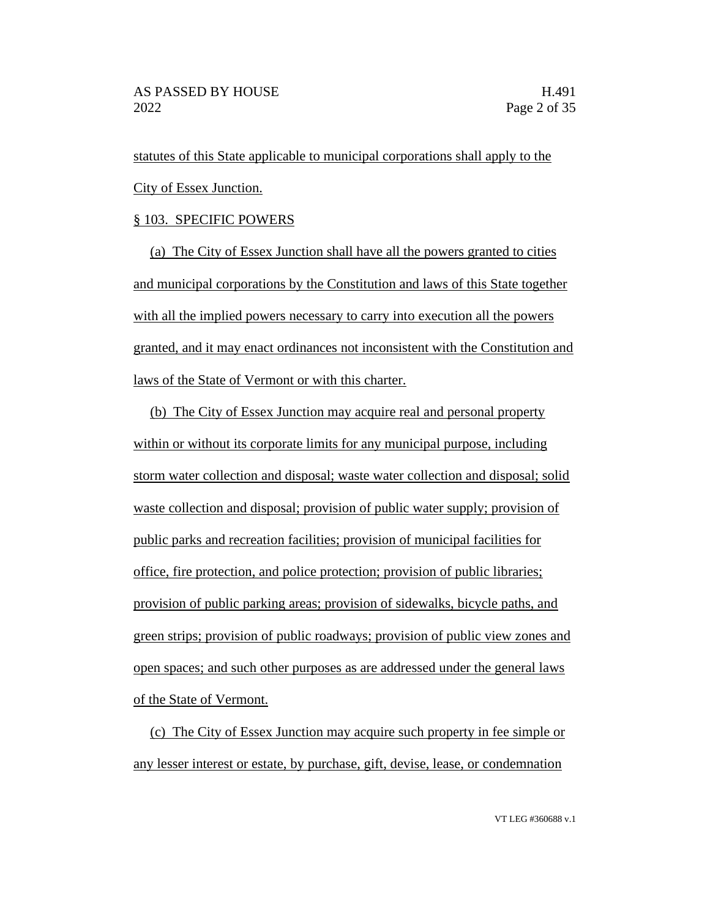statutes of this State applicable to municipal corporations shall apply to the City of Essex Junction.

§ 103. SPECIFIC POWERS

(a) The City of Essex Junction shall have all the powers granted to cities and municipal corporations by the Constitution and laws of this State together with all the implied powers necessary to carry into execution all the powers granted, and it may enact ordinances not inconsistent with the Constitution and laws of the State of Vermont or with this charter.

(b) The City of Essex Junction may acquire real and personal property within or without its corporate limits for any municipal purpose, including storm water collection and disposal; waste water collection and disposal; solid waste collection and disposal; provision of public water supply; provision of public parks and recreation facilities; provision of municipal facilities for office, fire protection, and police protection; provision of public libraries; provision of public parking areas; provision of sidewalks, bicycle paths, and green strips; provision of public roadways; provision of public view zones and open spaces; and such other purposes as are addressed under the general laws of the State of Vermont.

(c) The City of Essex Junction may acquire such property in fee simple or any lesser interest or estate, by purchase, gift, devise, lease, or condemnation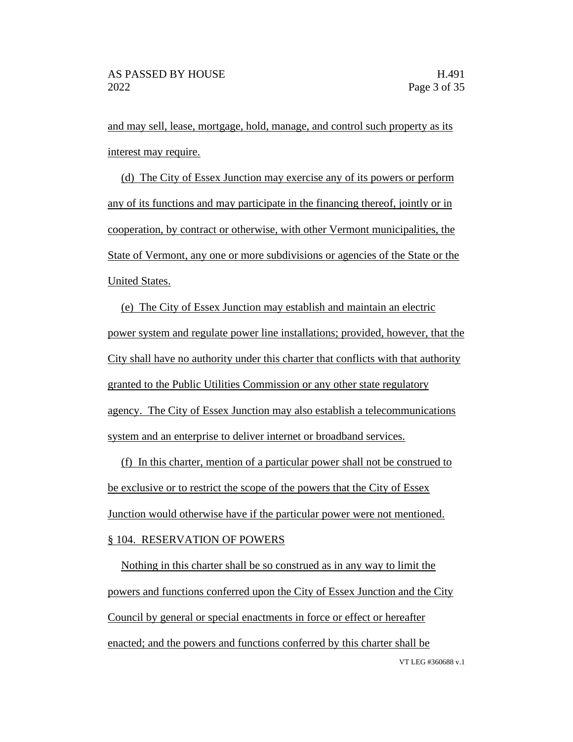and may sell, lease, mortgage, hold, manage, and control such property as its interest may require.

(d) The City of Essex Junction may exercise any of its powers or perform any of its functions and may participate in the financing thereof, jointly or in cooperation, by contract or otherwise, with other Vermont municipalities, the State of Vermont, any one or more subdivisions or agencies of the State or the United States.

(e) The City of Essex Junction may establish and maintain an electric power system and regulate power line installations; provided, however, that the City shall have no authority under this charter that conflicts with that authority granted to the Public Utilities Commission or any other state regulatory agency. The City of Essex Junction may also establish a telecommunications system and an enterprise to deliver internet or broadband services.

(f) In this charter, mention of a particular power shall not be construed to be exclusive or to restrict the scope of the powers that the City of Essex Junction would otherwise have if the particular power were not mentioned.

§ 104. RESERVATION OF POWERS

Nothing in this charter shall be so construed as in any way to limit the powers and functions conferred upon the City of Essex Junction and the City Council by general or special enactments in force or effect or hereafter enacted; and the powers and functions conferred by this charter shall be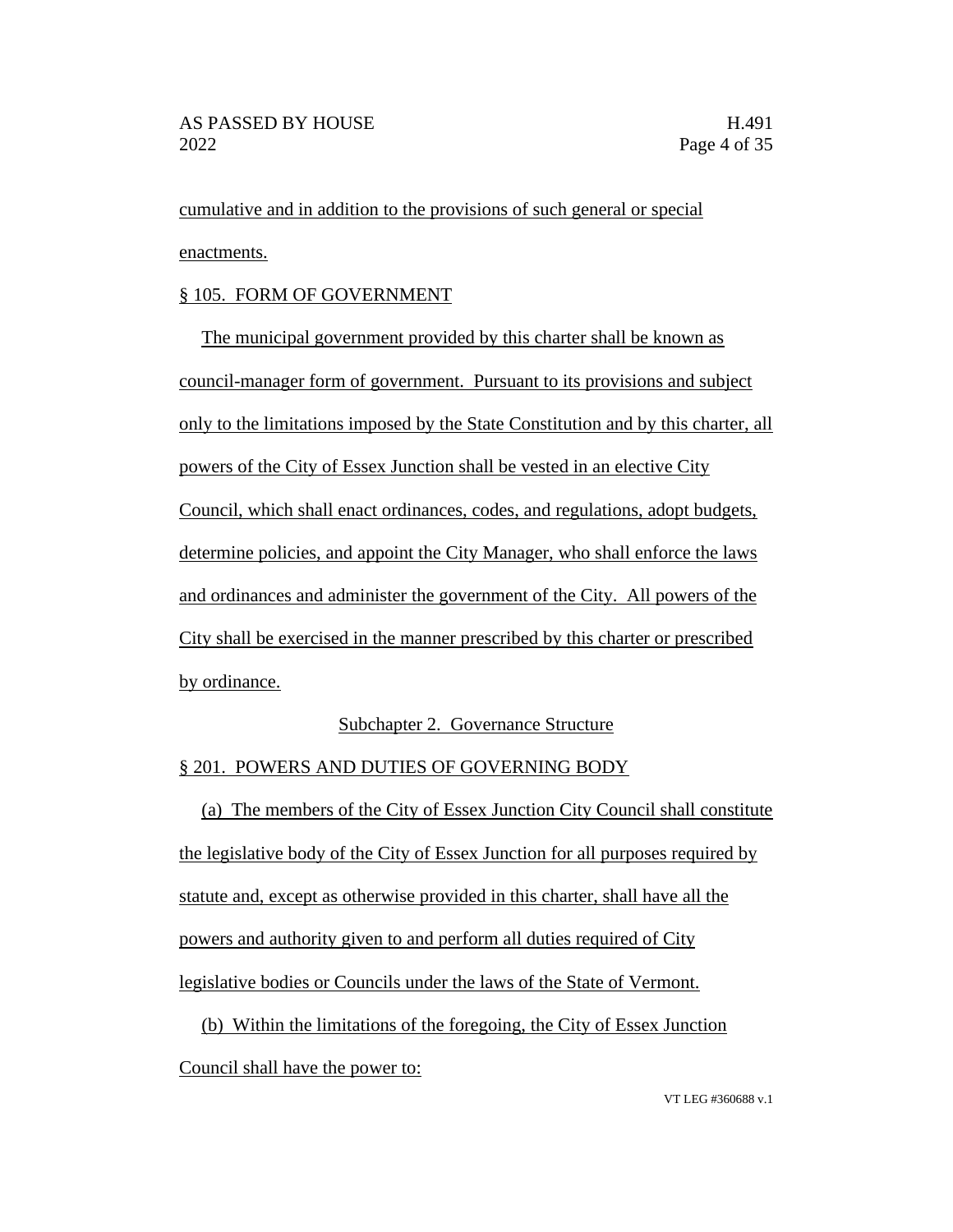cumulative and in addition to the provisions of such general or special enactments.

§ 105. FORM OF GOVERNMENT

The municipal government provided by this charter shall be known as council-manager form of government. Pursuant to its provisions and subject only to the limitations imposed by the State Constitution and by this charter, all powers of the City of Essex Junction shall be vested in an elective City Council, which shall enact ordinances, codes, and regulations, adopt budgets, determine policies, and appoint the City Manager, who shall enforce the laws and ordinances and administer the government of the City. All powers of the City shall be exercised in the manner prescribed by this charter or prescribed by ordinance.

Subchapter 2. Governance Structure

§ 201. POWERS AND DUTIES OF GOVERNING BODY

(a) The members of the City of Essex Junction City Council shall constitute the legislative body of the City of Essex Junction for all purposes required by statute and, except as otherwise provided in this charter, shall have all the powers and authority given to and perform all duties required of City legislative bodies or Councils under the laws of the State of Vermont.

(b) Within the limitations of the foregoing, the City of Essex Junction Council shall have the power to: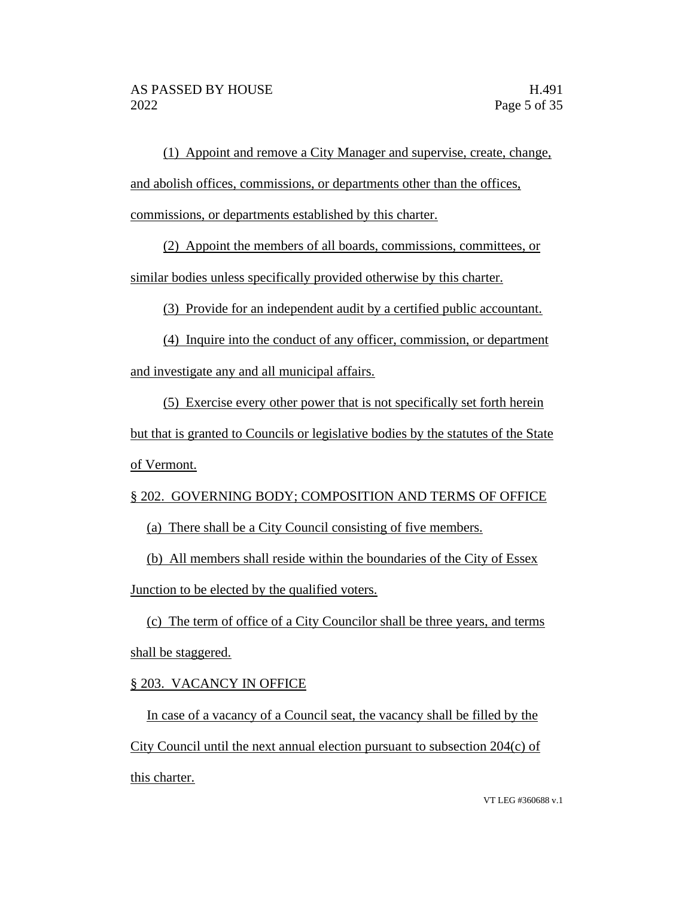(1) Appoint and remove a City Manager and supervise, create, change, and abolish offices, commissions, or departments other than the offices, commissions, or departments established by this charter.

(2) Appoint the members of all boards, commissions, committees, or similar bodies unless specifically provided otherwise by this charter.

(3) Provide for an independent audit by a certified public accountant.

(4) Inquire into the conduct of any officer, commission, or department and investigate any and all municipal affairs.

(5) Exercise every other power that is not specifically set forth herein but that is granted to Councils or legislative bodies by the statutes of the State of Vermont.

§ 202. GOVERNING BODY; COMPOSITION AND TERMS OF OFFICE

(a) There shall be a City Council consisting of five members.

(b) All members shall reside within the boundaries of the City of Essex Junction to be elected by the qualified voters.

(c) The term of office of a City Councilor shall be three years, and terms shall be staggered.

§ 203. VACANCY IN OFFICE

In case of a vacancy of a Council seat, the vacancy shall be filled by the City Council until the next annual election pursuant to subsection 204(c) of this charter.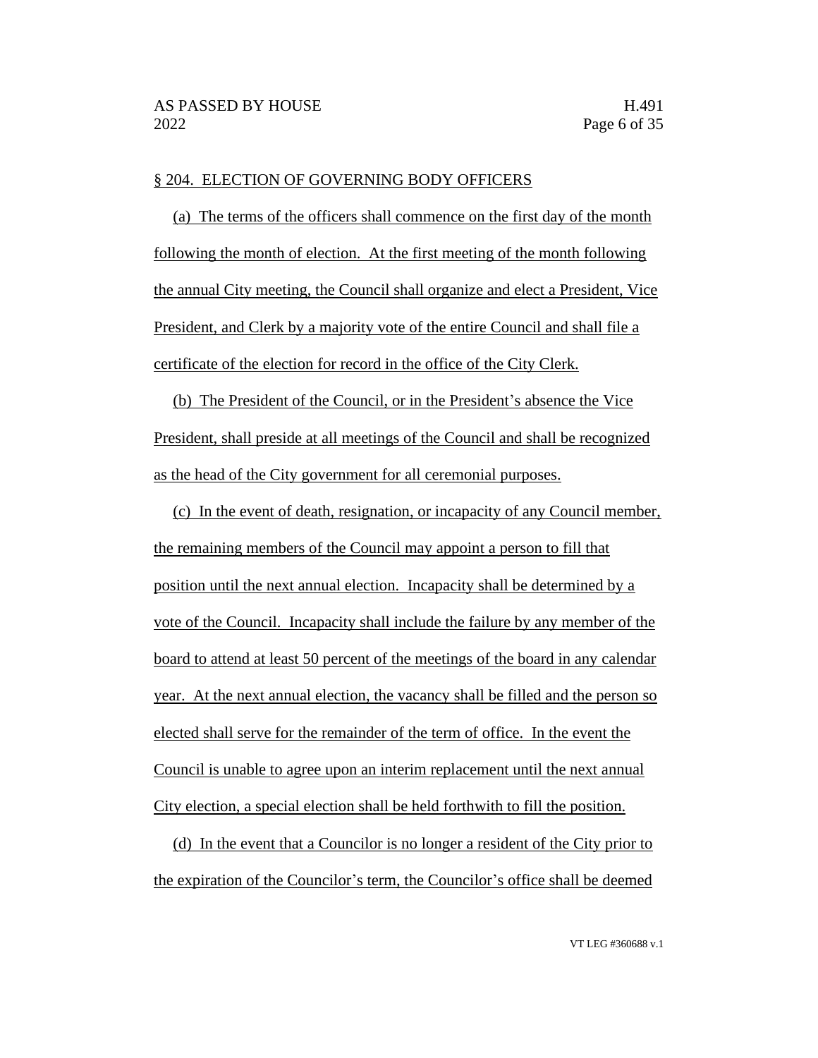§ 204. ELECTION OF GOVERNING BODY OFFICERS

(a) The terms of the officers shall commence on the first day of the month following the month of election. At the first meeting of the month following the annual City meeting, the Council shall organize and elect a President, Vice President, and Clerk by a majority vote of the entire Council and shall file a certificate of the election for record in the office of the City Clerk.

(b) The President of the Council, or in the President's absence the Vice President, shall preside at all meetings of the Council and shall be recognized as the head of the City government for all ceremonial purposes.

(c) In the event of death, resignation, or incapacity of any Council member, the remaining members of the Council may appoint a person to fill that position until the next annual election. Incapacity shall be determined by a vote of the Council. Incapacity shall include the failure by any member of the board to attend at least 50 percent of the meetings of the board in any calendar year. At the next annual election, the vacancy shall be filled and the person so elected shall serve for the remainder of the term of office. In the event the Council is unable to agree upon an interim replacement until the next annual City election, a special election shall be held forthwith to fill the position.

(d) In the event that a Councilor is no longer a resident of the City prior to the expiration of the Councilor's term, the Councilor's office shall be deemed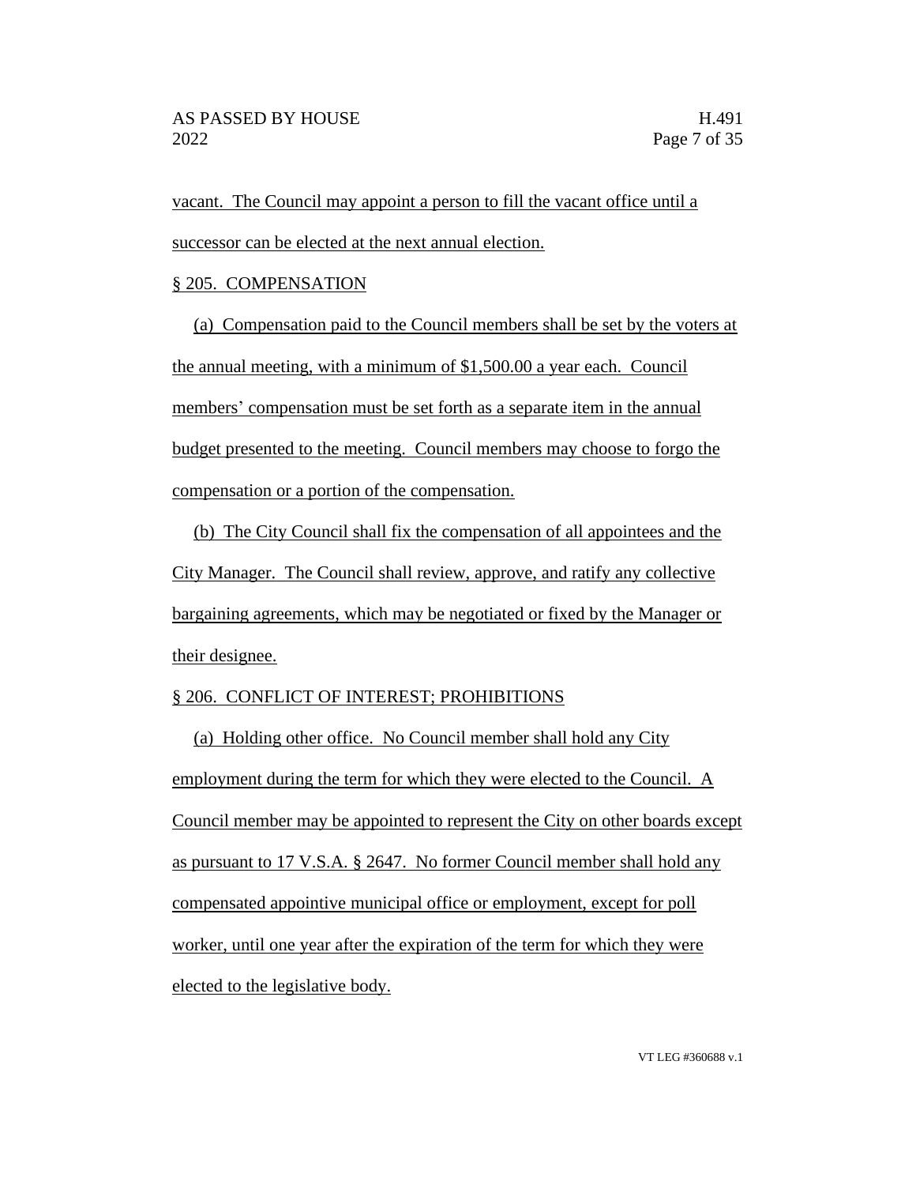vacant. The Council may appoint a person to fill the vacant office until a successor can be elected at the next annual election.

§ 205. COMPENSATION

(a) Compensation paid to the Council members shall be set by the voters at the annual meeting, with a minimum of $1,500.00 a year each. Council members' compensation must be set forth as a separate item in the annual budget presented to the meeting. Council members may choose to forgo the compensation or a portion of the compensation.

(b) The City Council shall fix the compensation of all appointees and the City Manager. The Council shall review, approve, and ratify any collective bargaining agreements, which may be negotiated or fixed by the Manager or their designee.

§ 206. CONFLICT OF INTEREST; PROHIBITIONS

(a) Holding other office. No Council member shall hold any City employment during the term for which they were elected to the Council. A Council member may be appointed to represent the City on other boards except as pursuant to 17 V.S.A. § 2647. No former Council member shall hold any compensated appointive municipal office or employment, except for poll worker, until one year after the expiration of the term for which they were elected to the legislative body.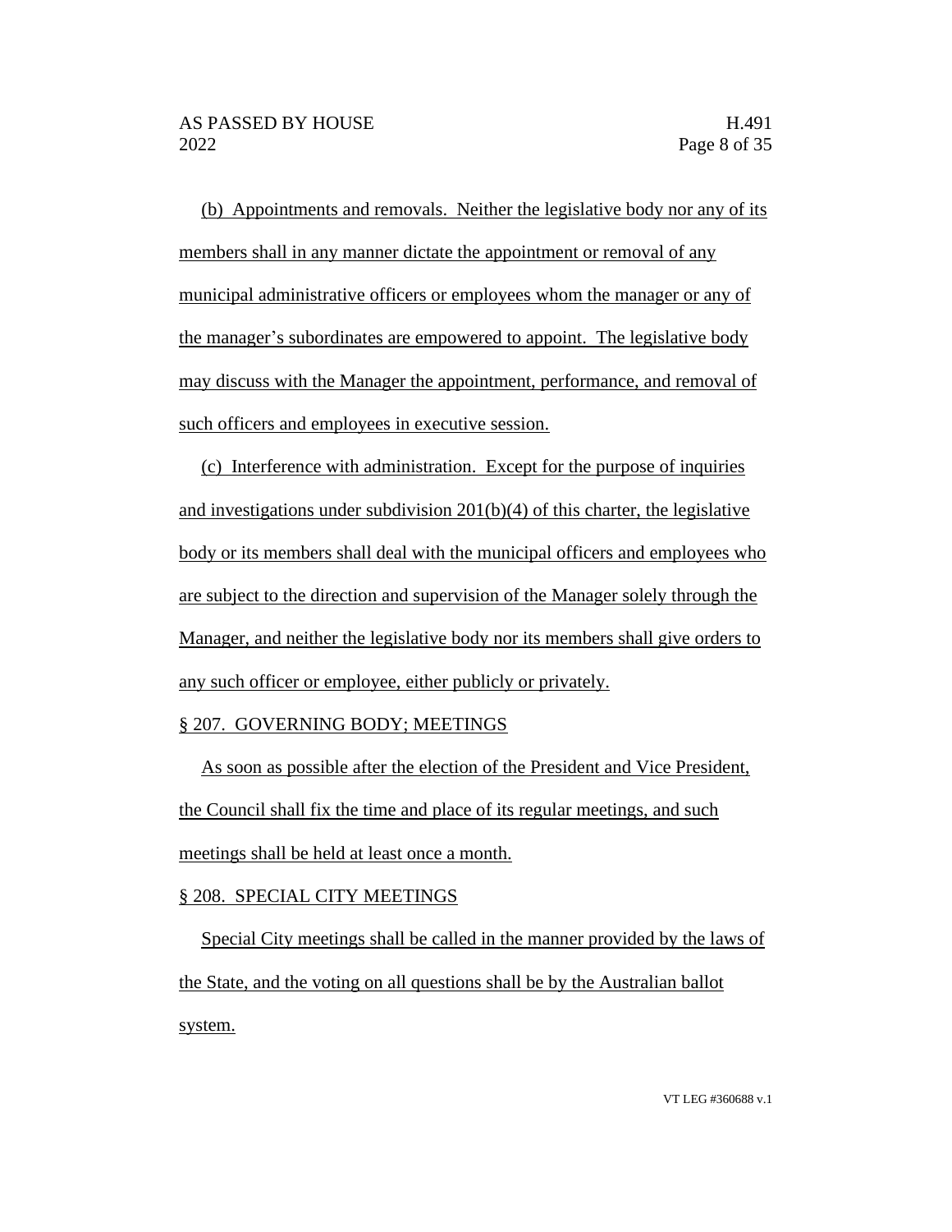(b) Appointments and removals. Neither the legislative body nor any of its members shall in any manner dictate the appointment or removal of any municipal administrative officers or employees whom the manager or any of the manager's subordinates are empowered to appoint. The legislative body may discuss with the Manager the appointment, performance, and removal of such officers and employees in executive session.

(c) Interference with administration. Except for the purpose of inquiries and investigations under subdivision 201(b)(4) of this charter, the legislative body or its members shall deal with the municipal officers and employees who are subject to the direction and supervision of the Manager solely through the Manager, and neither the legislative body nor its members shall give orders to any such officer or employee, either publicly or privately.

§ 207. GOVERNING BODY; MEETINGS

As soon as possible after the election of the President and Vice President, the Council shall fix the time and place of its regular meetings, and such meetings shall be held at least once a month.

§ 208. SPECIAL CITY MEETINGS

Special City meetings shall be called in the manner provided by the laws of the State, and the voting on all questions shall be by the Australian ballot system.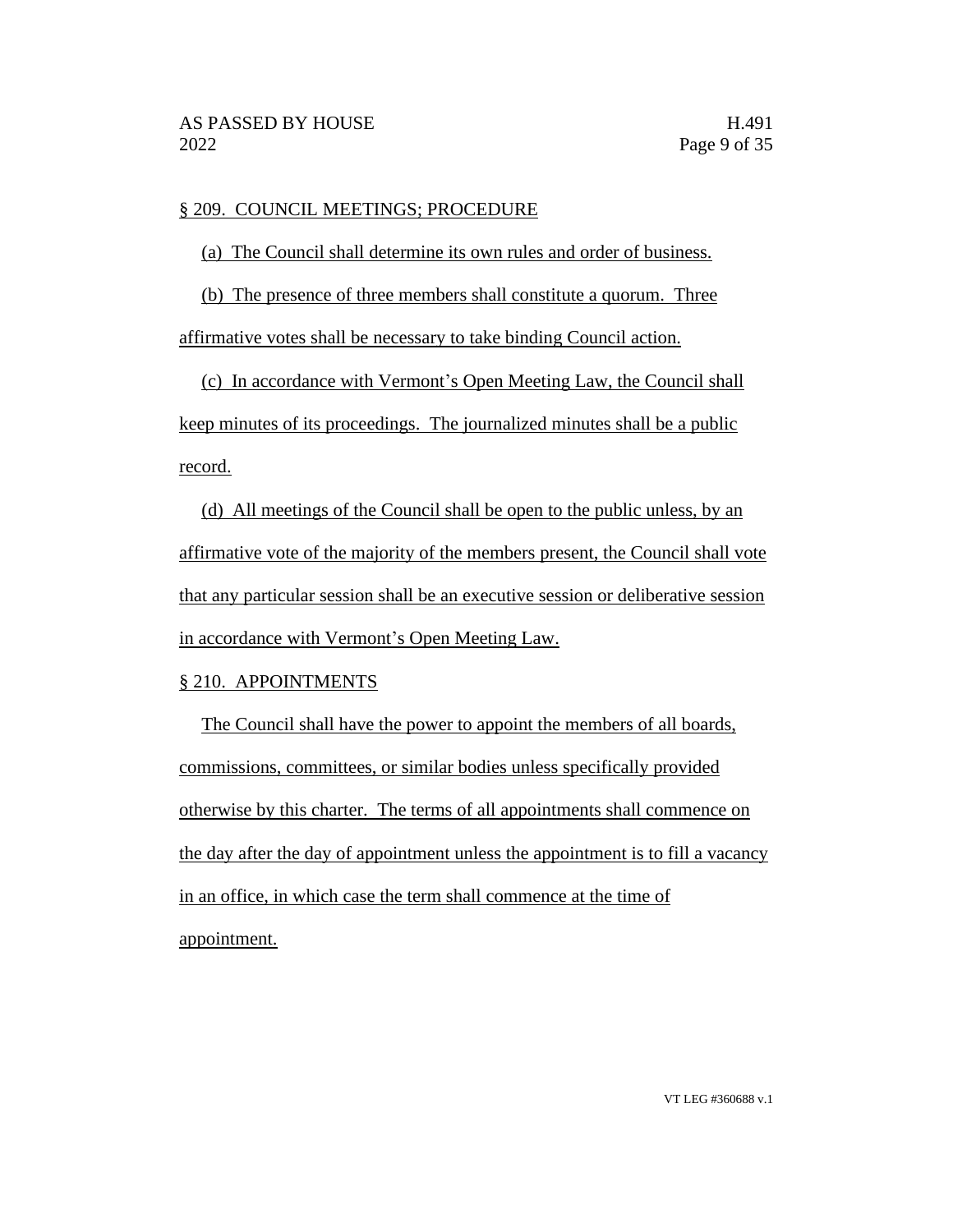§ 209. COUNCIL MEETINGS; PROCEDURE

(a) The Council shall determine its own rules and order of business.

(b) The presence of three members shall constitute a quorum. Three affirmative votes shall be necessary to take binding Council action.

(c) In accordance with Vermont's Open Meeting Law, the Council shall keep minutes of its proceedings. The journalized minutes shall be a public record.

(d) All meetings of the Council shall be open to the public unless, by an affirmative vote of the majority of the members present, the Council shall vote that any particular session shall be an executive session or deliberative session in accordance with Vermont's Open Meeting Law.

§ 210. APPOINTMENTS

The Council shall have the power to appoint the members of all boards, commissions, committees, or similar bodies unless specifically provided otherwise by this charter. The terms of all appointments shall commence on the day after the day of appointment unless the appointment is to fill a vacancy in an office, in which case the term shall commence at the time of appointment.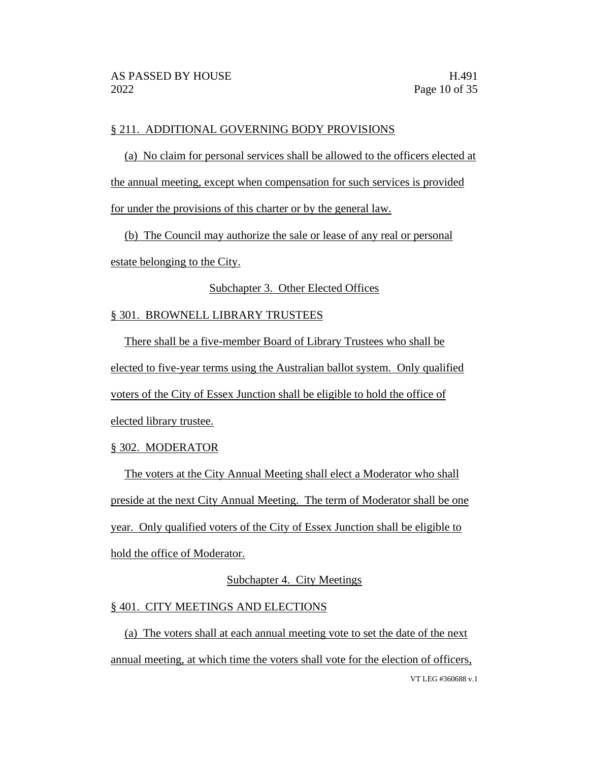§ 211. ADDITIONAL GOVERNING BODY PROVISIONS

(a) No claim for personal services shall be allowed to the officers elected at the annual meeting, except when compensation for such services is provided for under the provisions of this charter or by the general law.

(b) The Council may authorize the sale or lease of any real or personal estate belonging to the City.

Subchapter 3. Other Elected Offices

§ 301. BROWNELL LIBRARY TRUSTEES

There shall be a five-member Board of Library Trustees who shall be elected to five-year terms using the Australian ballot system. Only qualified voters of the City of Essex Junction shall be eligible to hold the office of elected library trustee.

§ 302. MODERATOR

The voters at the City Annual Meeting shall elect a Moderator who shall preside at the next City Annual Meeting. The term of Moderator shall be one year. Only qualified voters of the City of Essex Junction shall be eligible to hold the office of Moderator.

Subchapter 4. City Meetings

§ 401. CITY MEETINGS AND ELECTIONS

(a) The voters shall at each annual meeting vote to set the date of the next annual meeting, at which time the voters shall vote for the election of officers,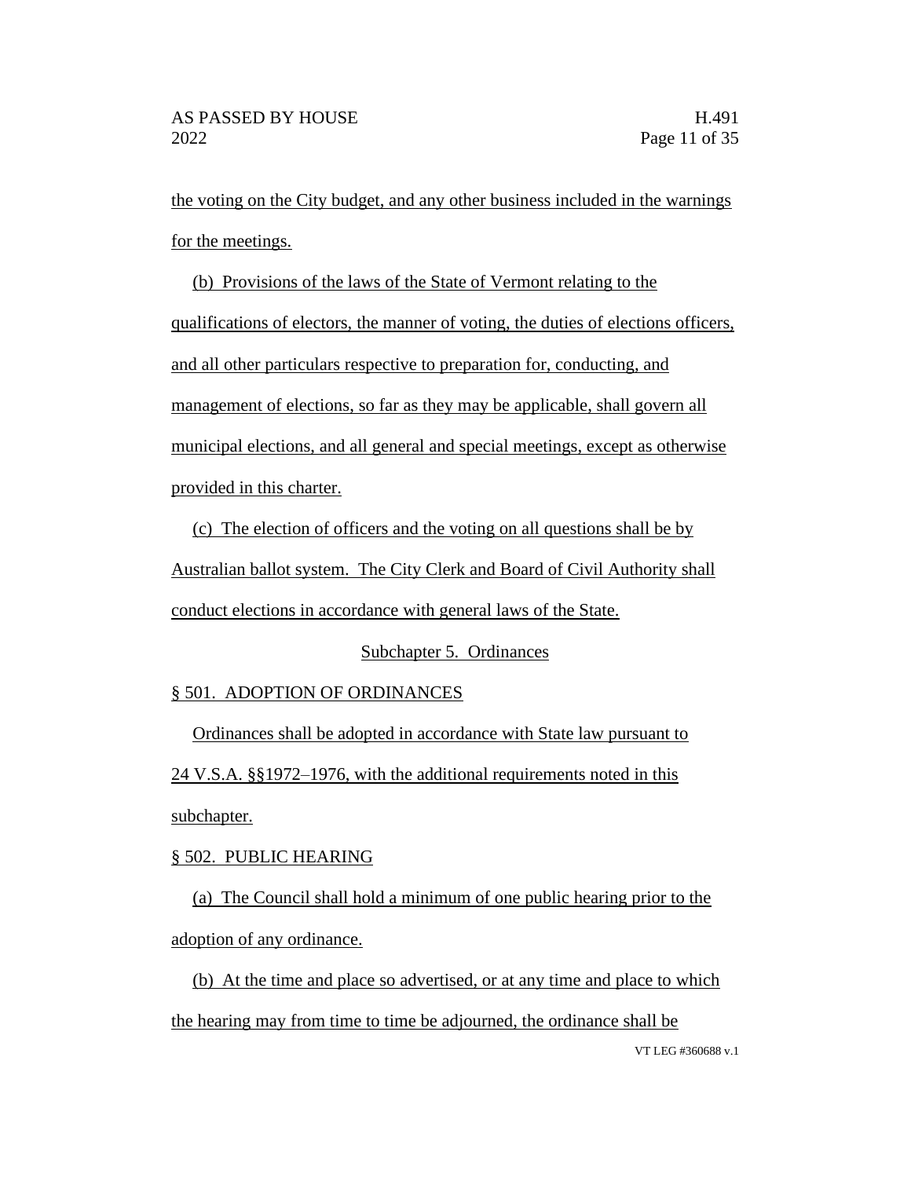the voting on the City budget, and any other business included in the warnings for the meetings.

(b) Provisions of the laws of the State of Vermont relating to the qualifications of electors, the manner of voting, the duties of elections officers, and all other particulars respective to preparation for, conducting, and management of elections, so far as they may be applicable, shall govern all municipal elections, and all general and special meetings, except as otherwise provided in this charter.

(c) The election of officers and the voting on all questions shall be by Australian ballot system. The City Clerk and Board of Civil Authority shall conduct elections in accordance with general laws of the State.

Subchapter 5. Ordinances

§ 501. ADOPTION OF ORDINANCES

Ordinances shall be adopted in accordance with State law pursuant to 24 V.S.A. §§1972–1976, with the additional requirements noted in this subchapter.

§ 502. PUBLIC HEARING

(a) The Council shall hold a minimum of one public hearing prior to the adoption of any ordinance.

(b) At the time and place so advertised, or at any time and place to which the hearing may from time to time be adjourned, the ordinance shall be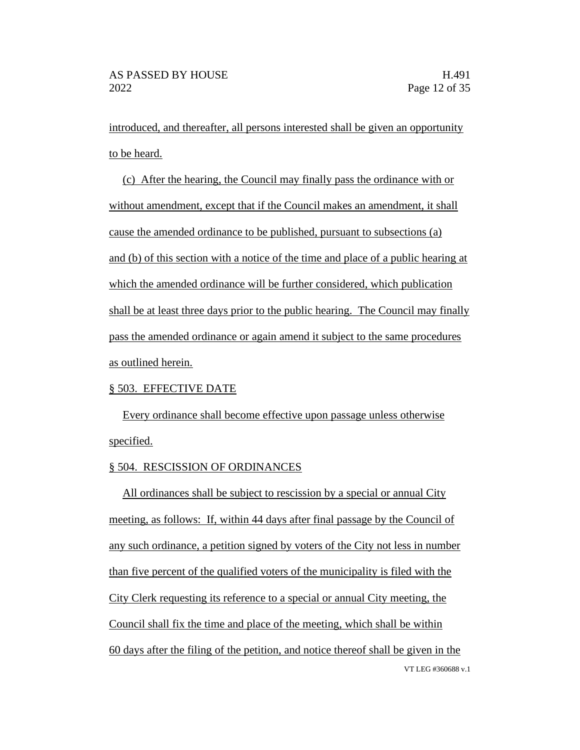introduced, and thereafter, all persons interested shall be given an opportunity to be heard.

(c) After the hearing, the Council may finally pass the ordinance with or without amendment, except that if the Council makes an amendment, it shall cause the amended ordinance to be published, pursuant to subsections (a) and (b) of this section with a notice of the time and place of a public hearing at which the amended ordinance will be further considered, which publication shall be at least three days prior to the public hearing. The Council may finally pass the amended ordinance or again amend it subject to the same procedures as outlined herein.

§ 503. EFFECTIVE DATE

Every ordinance shall become effective upon passage unless otherwise specified.

§ 504. RESCISSION OF ORDINANCES

All ordinances shall be subject to rescission by a special or annual City meeting, as follows: If, within 44 days after final passage by the Council of any such ordinance, a petition signed by voters of the City not less in number than five percent of the qualified voters of the municipality is filed with the City Clerk requesting its reference to a special or annual City meeting, the Council shall fix the time and place of the meeting, which shall be within 60 days after the filing of the petition, and notice thereof shall be given in the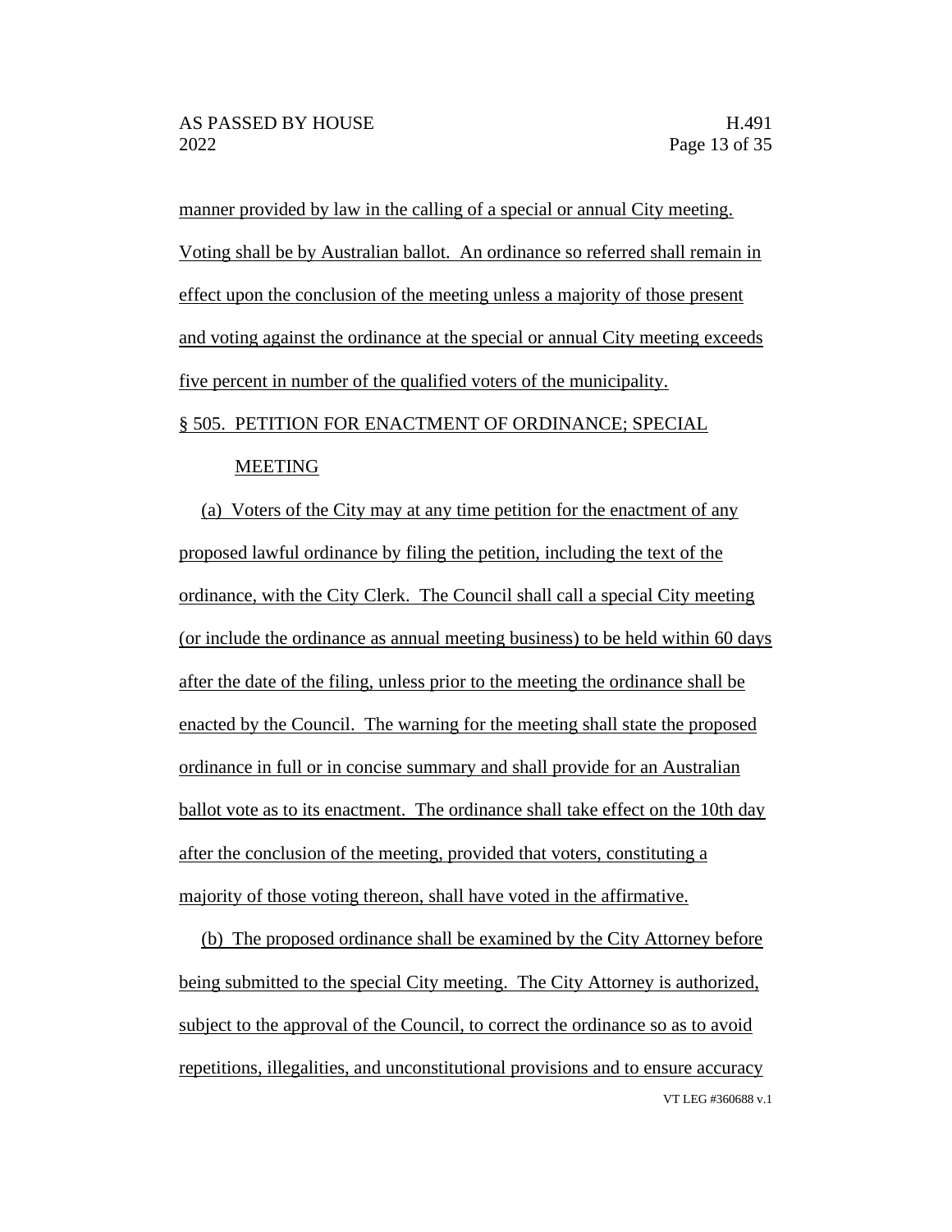manner provided by law in the calling of a special or annual City meeting. Voting shall be by Australian ballot. An ordinance so referred shall remain in effect upon the conclusion of the meeting unless a majority of those present and voting against the ordinance at the special or annual City meeting exceeds five percent in number of the qualified voters of the municipality.

§ 505. PETITION FOR ENACTMENT OF ORDINANCE; SPECIAL MEETING

(a) Voters of the City may at any time petition for the enactment of any proposed lawful ordinance by filing the petition, including the text of the ordinance, with the City Clerk. The Council shall call a special City meeting (or include the ordinance as annual meeting business) to be held within 60 days after the date of the filing, unless prior to the meeting the ordinance shall be enacted by the Council. The warning for the meeting shall state the proposed ordinance in full or in concise summary and shall provide for an Australian ballot vote as to its enactment. The ordinance shall take effect on the 10th day after the conclusion of the meeting, provided that voters, constituting a majority of those voting thereon, shall have voted in the affirmative.

(b) The proposed ordinance shall be examined by the City Attorney before being submitted to the special City meeting. The City Attorney is authorized, subject to the approval of the Council, to correct the ordinance so as to avoid repetitions, illegalities, and unconstitutional provisions and to ensure accuracy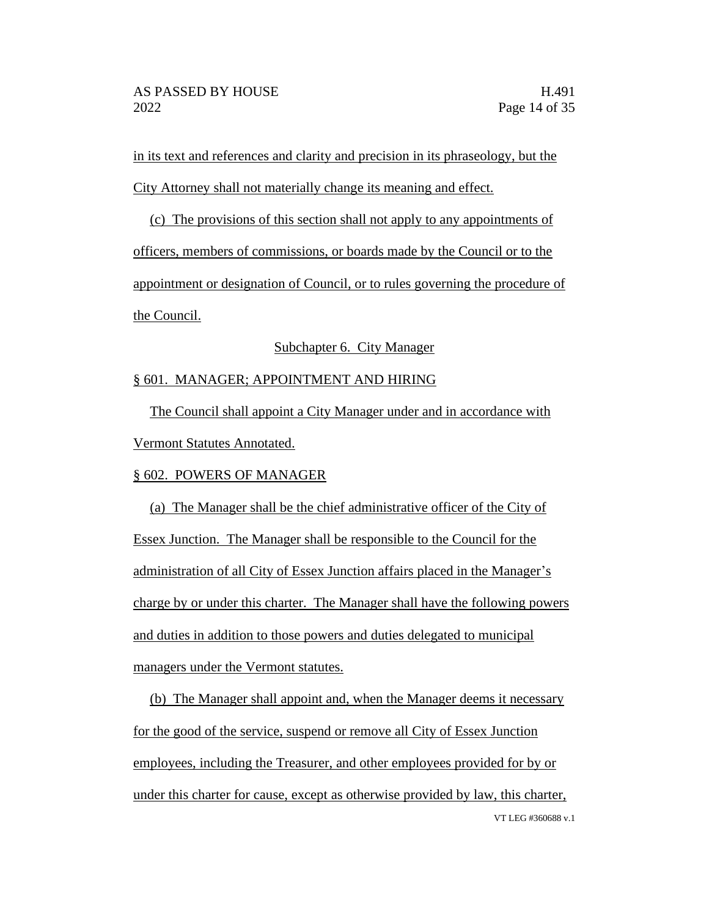in its text and references and clarity and precision in its phraseology, but the City Attorney shall not materially change its meaning and effect.

(c) The provisions of this section shall not apply to any appointments of officers, members of commissions, or boards made by the Council or to the appointment or designation of Council, or to rules governing the procedure of the Council.

## Subchapter 6. City Manager

### § 601. MANAGER; APPOINTMENT AND HIRING

The Council shall appoint a City Manager under and in accordance with Vermont Statutes Annotated.

### § 602. POWERS OF MANAGER

(a) The Manager shall be the chief administrative officer of the City of Essex Junction. The Manager shall be responsible to the Council for the administration of all City of Essex Junction affairs placed in the Manager's charge by or under this charter. The Manager shall have the following powers and duties in addition to those powers and duties delegated to municipal managers under the Vermont statutes.

(b) The Manager shall appoint and, when the Manager deems it necessary for the good of the service, suspend or remove all City of Essex Junction employees, including the Treasurer, and other employees provided for by or under this charter for cause, except as otherwise provided by law, this charter,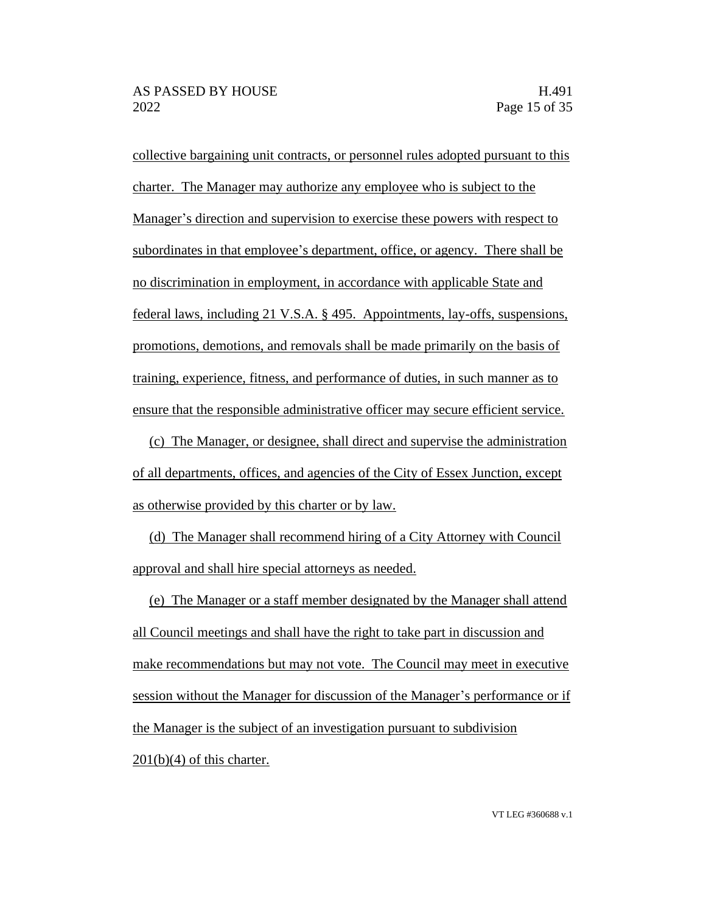collective bargaining unit contracts, or personnel rules adopted pursuant to this charter. The Manager may authorize any employee who is subject to the Manager's direction and supervision to exercise these powers with respect to subordinates in that employee's department, office, or agency. There shall be no discrimination in employment, in accordance with applicable State and federal laws, including 21 V.S.A. § 495. Appointments, lay-offs, suspensions, promotions, demotions, and removals shall be made primarily on the basis of training, experience, fitness, and performance of duties, in such manner as to ensure that the responsible administrative officer may secure efficient service.

(c) The Manager, or designee, shall direct and supervise the administration of all departments, offices, and agencies of the City of Essex Junction, except as otherwise provided by this charter or by law.

(d) The Manager shall recommend hiring of a City Attorney with Council approval and shall hire special attorneys as needed.

(e) The Manager or a staff member designated by the Manager shall attend all Council meetings and shall have the right to take part in discussion and make recommendations but may not vote. The Council may meet in executive session without the Manager for discussion of the Manager's performance or if the Manager is the subject of an investigation pursuant to subdivision 201(b)(4) of this charter.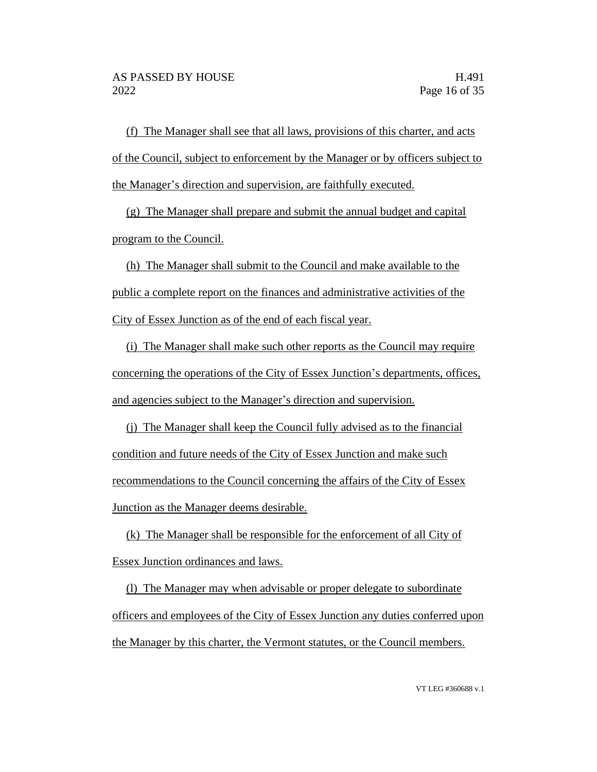(f) The Manager shall see that all laws, provisions of this charter, and acts of the Council, subject to enforcement by the Manager or by officers subject to the Manager's direction and supervision, are faithfully executed.

(g) The Manager shall prepare and submit the annual budget and capital program to the Council.

(h) The Manager shall submit to the Council and make available to the public a complete report on the finances and administrative activities of the City of Essex Junction as of the end of each fiscal year.

(i) The Manager shall make such other reports as the Council may require concerning the operations of the City of Essex Junction's departments, offices, and agencies subject to the Manager's direction and supervision.

(j) The Manager shall keep the Council fully advised as to the financial condition and future needs of the City of Essex Junction and make such recommendations to the Council concerning the affairs of the City of Essex Junction as the Manager deems desirable.

(k) The Manager shall be responsible for the enforcement of all City of Essex Junction ordinances and laws.

(l) The Manager may when advisable or proper delegate to subordinate officers and employees of the City of Essex Junction any duties conferred upon the Manager by this charter, the Vermont statutes, or the Council members.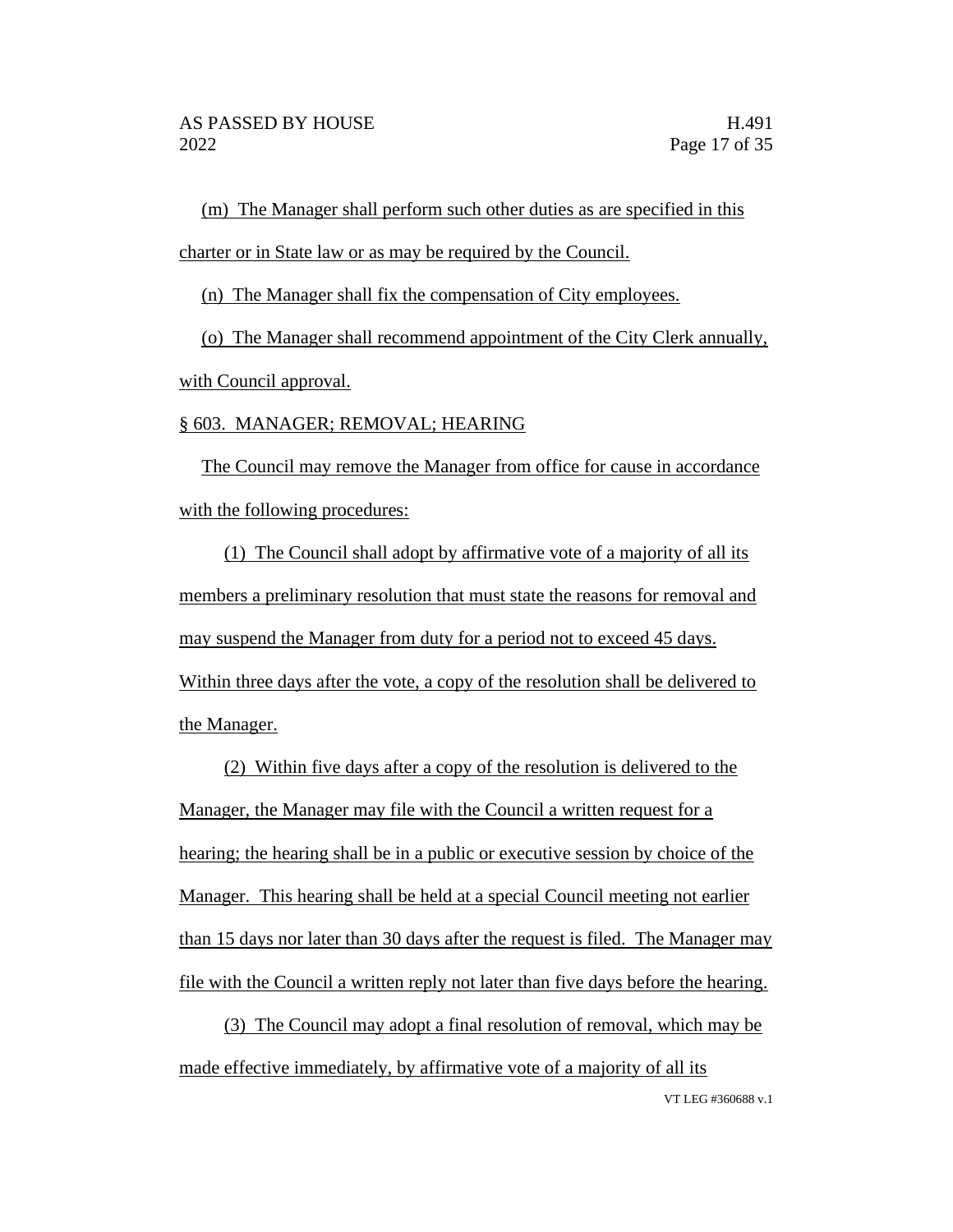(m) The Manager shall perform such other duties as are specified in this charter or in State law or as may be required by the Council.

(n) The Manager shall fix the compensation of City employees.

(o) The Manager shall recommend appointment of the City Clerk annually, with Council approval.

§ 603. MANAGER; REMOVAL; HEARING

The Council may remove the Manager from office for cause in accordance with the following procedures:

(1) The Council shall adopt by affirmative vote of a majority of all its members a preliminary resolution that must state the reasons for removal and may suspend the Manager from duty for a period not to exceed 45 days. Within three days after the vote, a copy of the resolution shall be delivered to the Manager.

(2) Within five days after a copy of the resolution is delivered to the Manager, the Manager may file with the Council a written request for a hearing; the hearing shall be in a public or executive session by choice of the Manager. This hearing shall be held at a special Council meeting not earlier than 15 days nor later than 30 days after the request is filed. The Manager may file with the Council a written reply not later than five days before the hearing.

(3) The Council may adopt a final resolution of removal, which may be made effective immediately, by affirmative vote of a majority of all its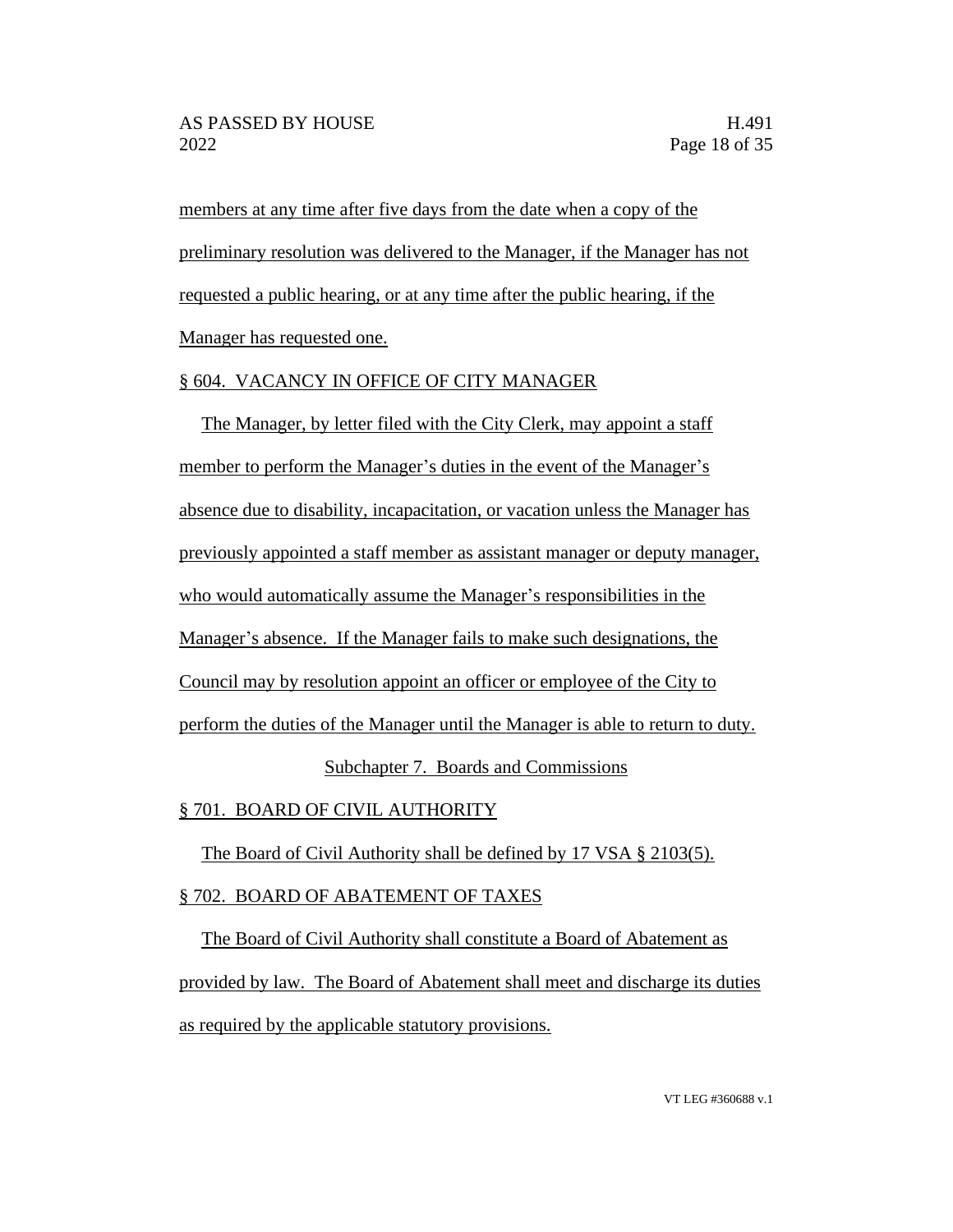members at any time after five days from the date when a copy of the preliminary resolution was delivered to the Manager, if the Manager has not requested a public hearing, or at any time after the public hearing, if the Manager has requested one.

§ 604. VACANCY IN OFFICE OF CITY MANAGER

The Manager, by letter filed with the City Clerk, may appoint a staff member to perform the Manager's duties in the event of the Manager's absence due to disability, incapacitation, or vacation unless the Manager has previously appointed a staff member as assistant manager or deputy manager, who would automatically assume the Manager's responsibilities in the Manager's absence. If the Manager fails to make such designations, the Council may by resolution appoint an officer or employee of the City to perform the duties of the Manager until the Manager is able to return to duty.

Subchapter 7. Boards and Commissions

§ 701. BOARD OF CIVIL AUTHORITY

The Board of Civil Authority shall be defined by 17 VSA § 2103(5).

§ 702. BOARD OF ABATEMENT OF TAXES

The Board of Civil Authority shall constitute a Board of Abatement as provided by law. The Board of Abatement shall meet and discharge its duties as required by the applicable statutory provisions.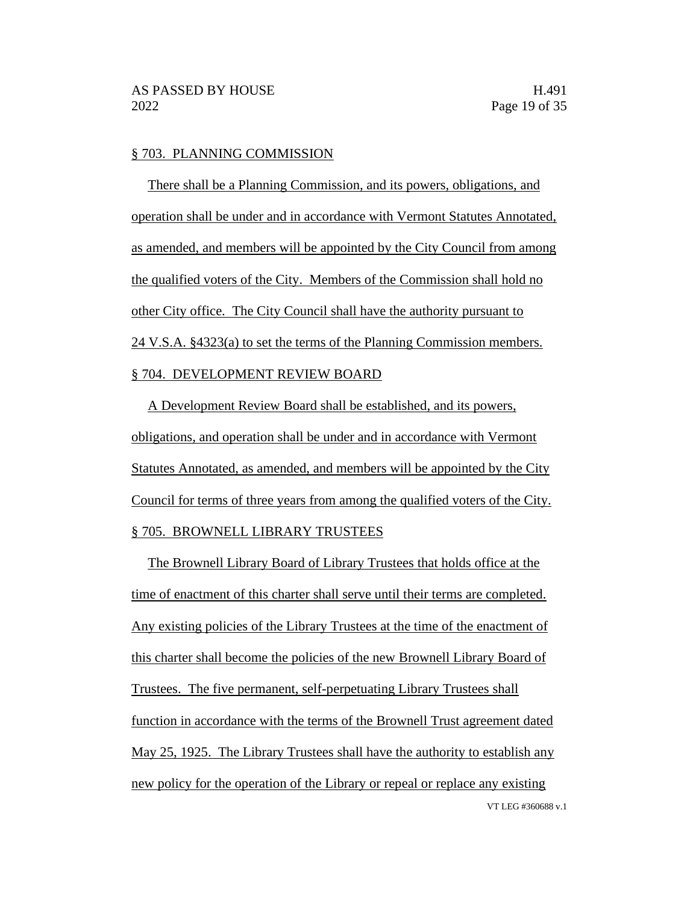§ 703. PLANNING COMMISSION

There shall be a Planning Commission, and its powers, obligations, and operation shall be under and in accordance with Vermont Statutes Annotated, as amended, and members will be appointed by the City Council from among the qualified voters of the City. Members of the Commission shall hold no other City office. The City Council shall have the authority pursuant to 24 V.S.A. §4323(a) to set the terms of the Planning Commission members.

§ 704. DEVELOPMENT REVIEW BOARD

A Development Review Board shall be established, and its powers, obligations, and operation shall be under and in accordance with Vermont Statutes Annotated, as amended, and members will be appointed by the City Council for terms of three years from among the qualified voters of the City.

§ 705. BROWNELL LIBRARY TRUSTEES

The Brownell Library Board of Library Trustees that holds office at the time of enactment of this charter shall serve until their terms are completed. Any existing policies of the Library Trustees at the time of the enactment of this charter shall become the policies of the new Brownell Library Board of Trustees. The five permanent, self-perpetuating Library Trustees shall function in accordance with the terms of the Brownell Trust agreement dated May 25, 1925. The Library Trustees shall have the authority to establish any new policy for the operation of the Library or repeal or replace any existing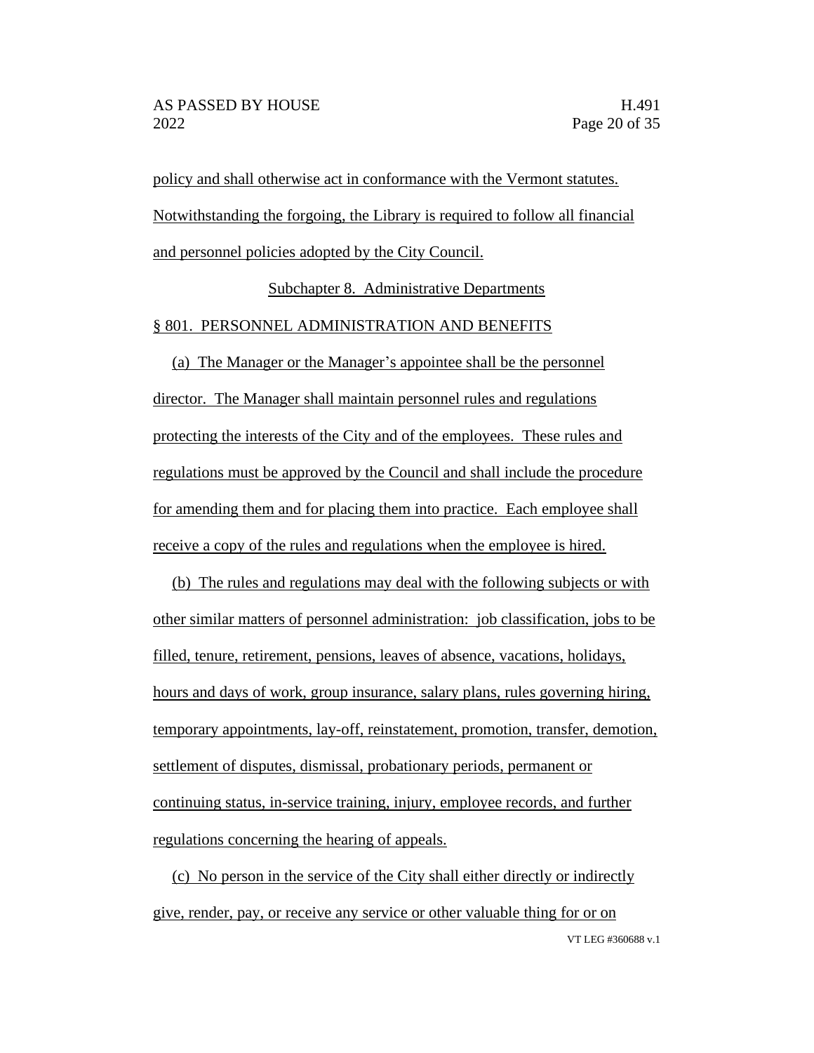policy and shall otherwise act in conformance with the Vermont statutes. Notwithstanding the forgoing, the Library is required to follow all financial and personnel policies adopted by the City Council.

Subchapter 8. Administrative Departments

§ 801. PERSONNEL ADMINISTRATION AND BENEFITS

(a) The Manager or the Manager's appointee shall be the personnel director. The Manager shall maintain personnel rules and regulations protecting the interests of the City and of the employees. These rules and regulations must be approved by the Council and shall include the procedure for amending them and for placing them into practice. Each employee shall receive a copy of the rules and regulations when the employee is hired.

(b) The rules and regulations may deal with the following subjects or with other similar matters of personnel administration: job classification, jobs to be filled, tenure, retirement, pensions, leaves of absence, vacations, holidays, hours and days of work, group insurance, salary plans, rules governing hiring, temporary appointments, lay-off, reinstatement, promotion, transfer, demotion, settlement of disputes, dismissal, probationary periods, permanent or continuing status, in-service training, injury, employee records, and further regulations concerning the hearing of appeals.

(c) No person in the service of the City shall either directly or indirectly give, render, pay, or receive any service or other valuable thing for or on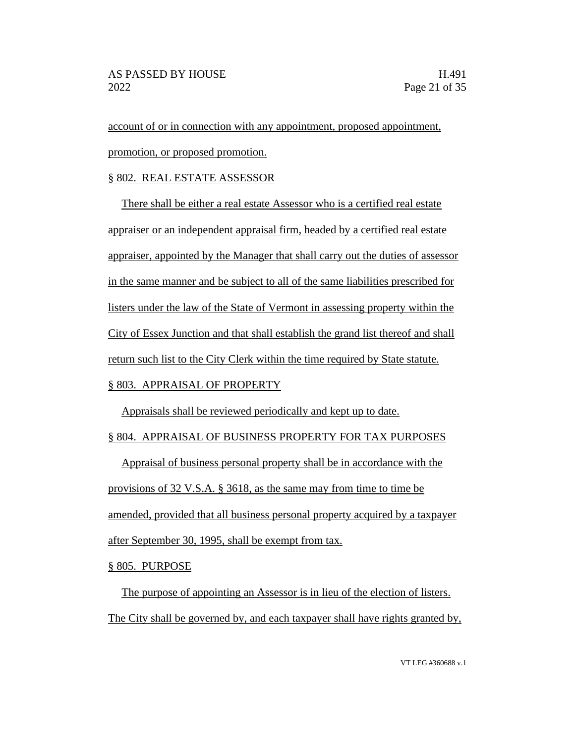account of or in connection with any appointment, proposed appointment, promotion, or proposed promotion.

§ 802. REAL ESTATE ASSESSOR

There shall be either a real estate Assessor who is a certified real estate appraiser or an independent appraisal firm, headed by a certified real estate appraiser, appointed by the Manager that shall carry out the duties of assessor in the same manner and be subject to all of the same liabilities prescribed for listers under the law of the State of Vermont in assessing property within the City of Essex Junction and that shall establish the grand list thereof and shall return such list to the City Clerk within the time required by State statute.

§ 803. APPRAISAL OF PROPERTY

Appraisals shall be reviewed periodically and kept up to date.

§ 804. APPRAISAL OF BUSINESS PROPERTY FOR TAX PURPOSES

Appraisal of business personal property shall be in accordance with the provisions of 32 V.S.A. § 3618, as the same may from time to time be amended, provided that all business personal property acquired by a taxpayer after September 30, 1995, shall be exempt from tax.

§ 805. PURPOSE

The purpose of appointing an Assessor is in lieu of the election of listers. The City shall be governed by, and each taxpayer shall have rights granted by,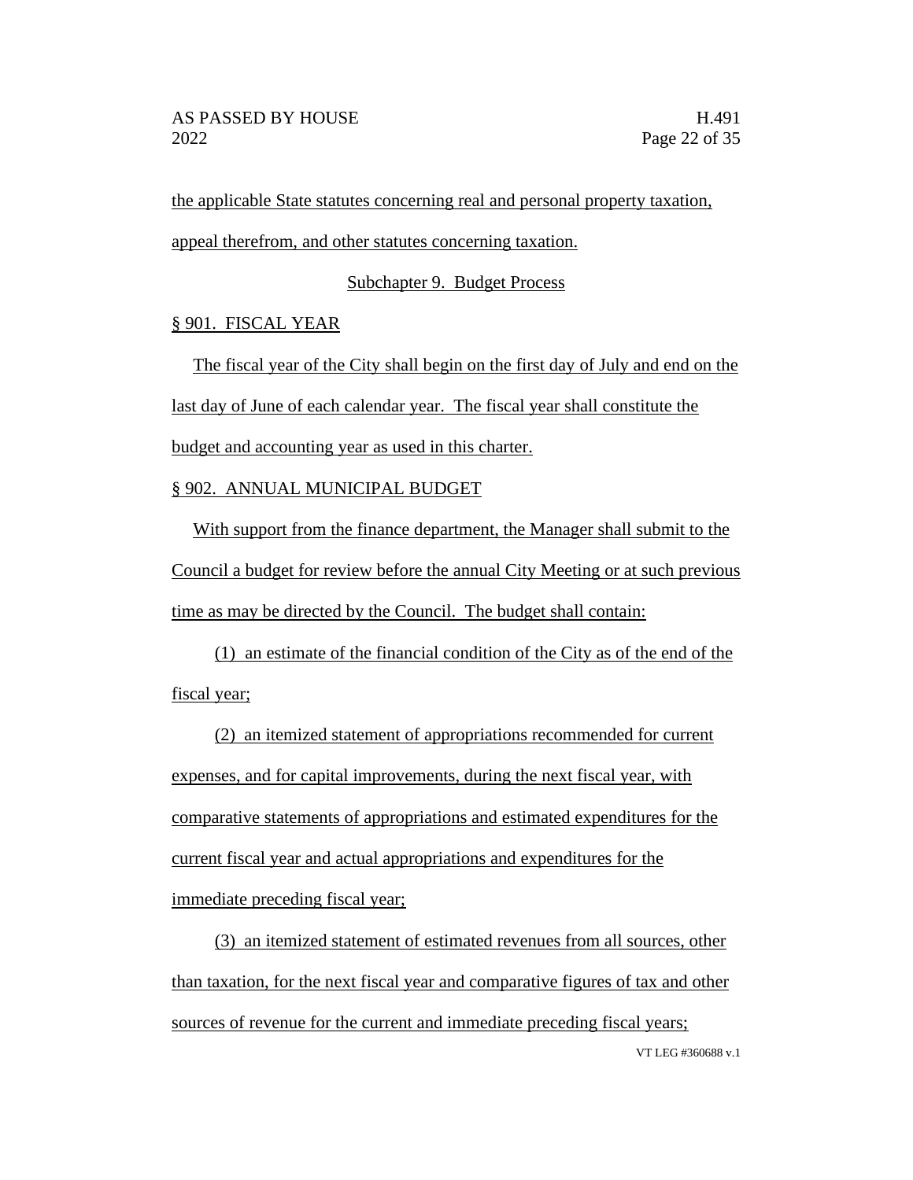the applicable State statutes concerning real and personal property taxation, appeal therefrom, and other statutes concerning taxation.

## Subchapter 9. Budget Process

### § 901. FISCAL YEAR

The fiscal year of the City shall begin on the first day of July and end on the last day of June of each calendar year. The fiscal year shall constitute the budget and accounting year as used in this charter.

### § 902. ANNUAL MUNICIPAL BUDGET

With support from the finance department, the Manager shall submit to the Council a budget for review before the annual City Meeting or at such previous time as may be directed by the Council. The budget shall contain:

(1) an estimate of the financial condition of the City as of the end of the fiscal year;

(2) an itemized statement of appropriations recommended for current expenses, and for capital improvements, during the next fiscal year, with comparative statements of appropriations and estimated expenditures for the current fiscal year and actual appropriations and expenditures for the immediate preceding fiscal year;

(3) an itemized statement of estimated revenues from all sources, other than taxation, for the next fiscal year and comparative figures of tax and other sources of revenue for the current and immediate preceding fiscal years;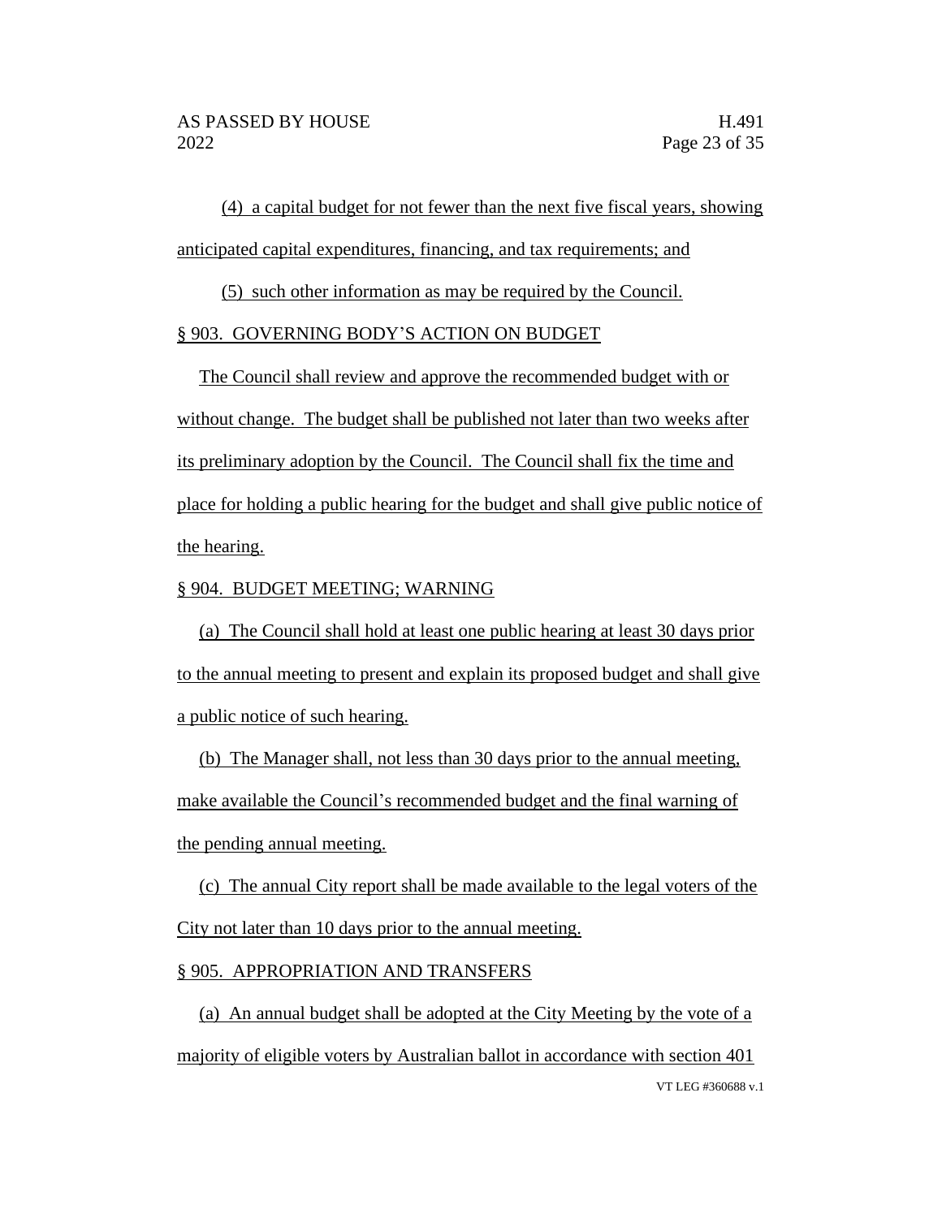(4) a capital budget for not fewer than the next five fiscal years, showing anticipated capital expenditures, financing, and tax requirements; and

(5) such other information as may be required by the Council.

§ 903. GOVERNING BODY'S ACTION ON BUDGET

The Council shall review and approve the recommended budget with or without change. The budget shall be published not later than two weeks after its preliminary adoption by the Council. The Council shall fix the time and place for holding a public hearing for the budget and shall give public notice of the hearing.

§ 904. BUDGET MEETING; WARNING

(a) The Council shall hold at least one public hearing at least 30 days prior to the annual meeting to present and explain its proposed budget and shall give a public notice of such hearing.

(b) The Manager shall, not less than 30 days prior to the annual meeting, make available the Council's recommended budget and the final warning of the pending annual meeting.

(c) The annual City report shall be made available to the legal voters of the City not later than 10 days prior to the annual meeting.

§ 905. APPROPRIATION AND TRANSFERS

(a) An annual budget shall be adopted at the City Meeting by the vote of a majority of eligible voters by Australian ballot in accordance with section 401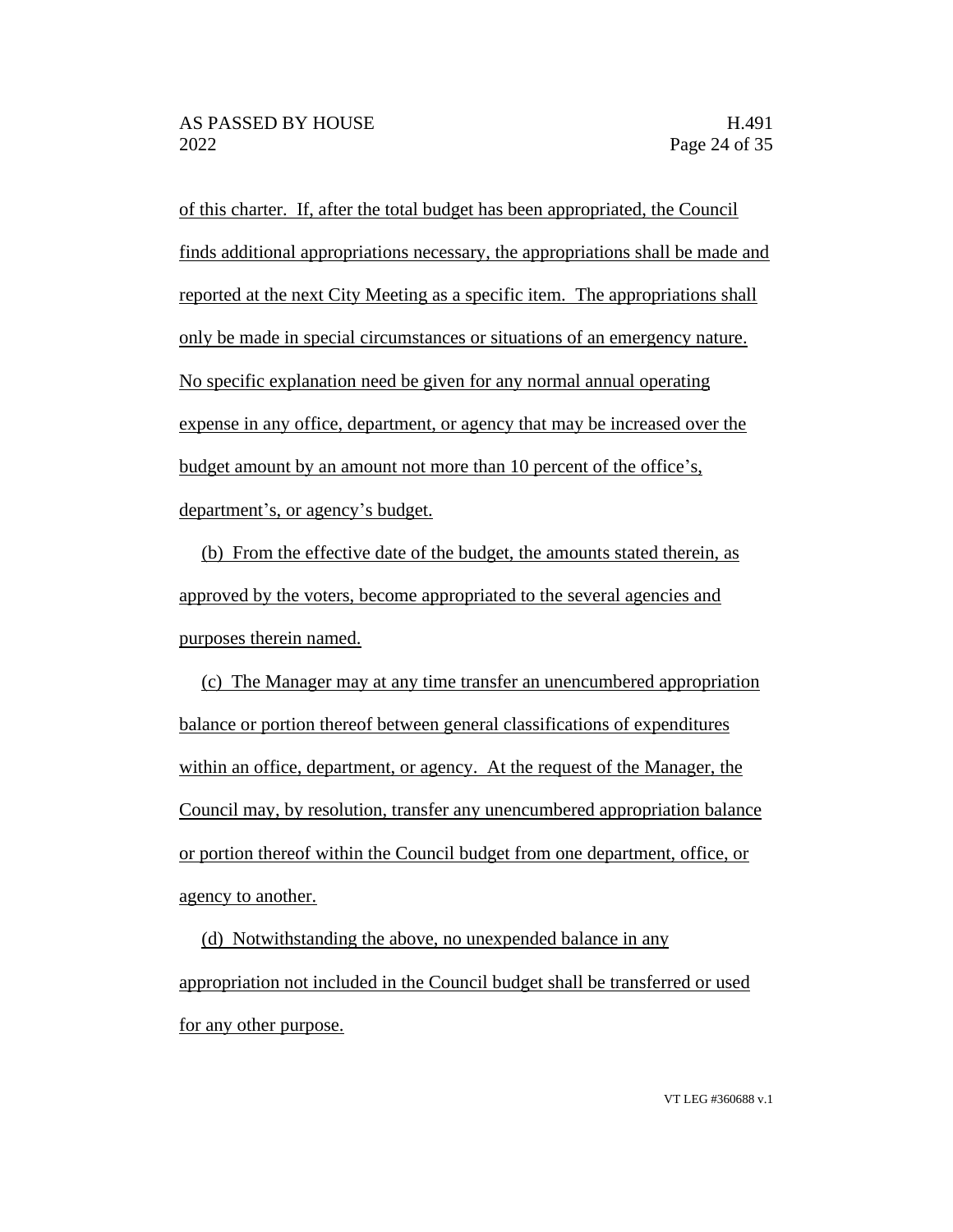of this charter. If, after the total budget has been appropriated, the Council finds additional appropriations necessary, the appropriations shall be made and reported at the next City Meeting as a specific item. The appropriations shall only be made in special circumstances or situations of an emergency nature. No specific explanation need be given for any normal annual operating expense in any office, department, or agency that may be increased over the budget amount by an amount not more than 10 percent of the office's, department's, or agency's budget.

(b) From the effective date of the budget, the amounts stated therein, as approved by the voters, become appropriated to the several agencies and purposes therein named.

(c) The Manager may at any time transfer an unencumbered appropriation balance or portion thereof between general classifications of expenditures within an office, department, or agency. At the request of the Manager, the Council may, by resolution, transfer any unencumbered appropriation balance or portion thereof within the Council budget from one department, office, or agency to another.

(d) Notwithstanding the above, no unexpended balance in any appropriation not included in the Council budget shall be transferred or used for any other purpose.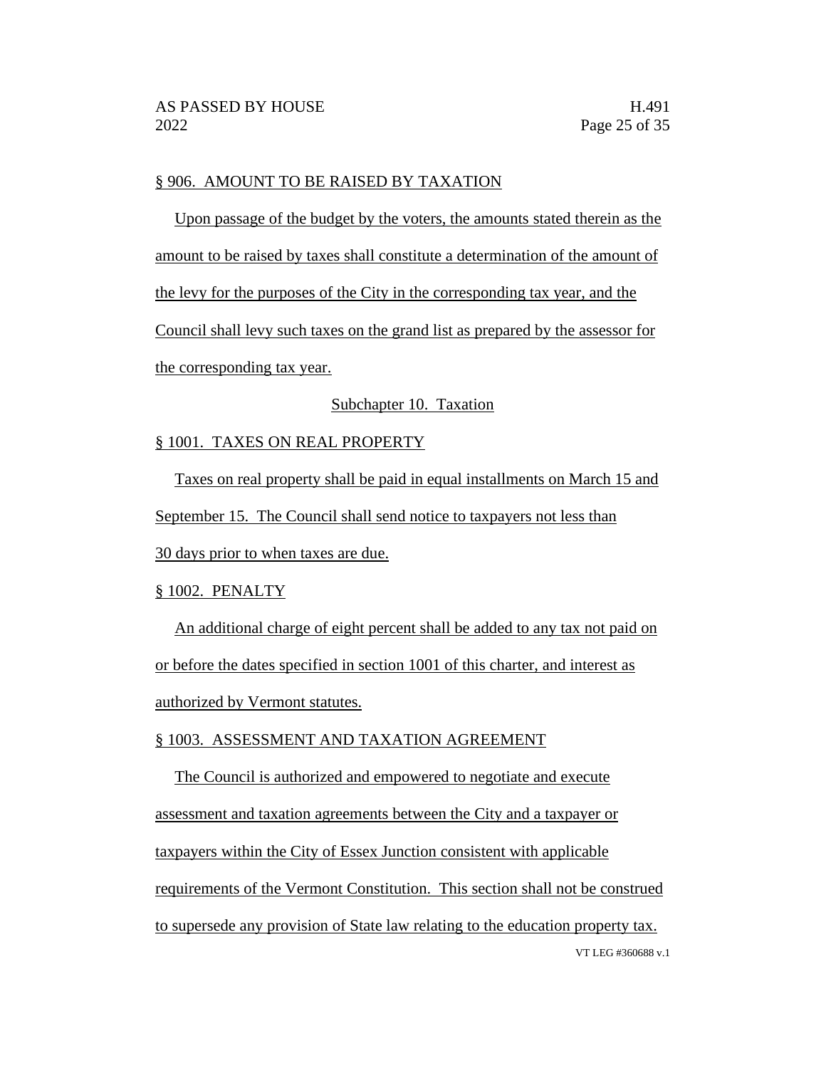§ 906. AMOUNT TO BE RAISED BY TAXATION

Upon passage of the budget by the voters, the amounts stated therein as the amount to be raised by taxes shall constitute a determination of the amount of the levy for the purposes of the City in the corresponding tax year, and the Council shall levy such taxes on the grand list as prepared by the assessor for the corresponding tax year.

Subchapter 10. Taxation

§ 1001. TAXES ON REAL PROPERTY

Taxes on real property shall be paid in equal installments on March 15 and September 15. The Council shall send notice to taxpayers not less than 30 days prior to when taxes are due.

§ 1002. PENALTY

An additional charge of eight percent shall be added to any tax not paid on or before the dates specified in section 1001 of this charter, and interest as authorized by Vermont statutes.

§ 1003. ASSESSMENT AND TAXATION AGREEMENT

The Council is authorized and empowered to negotiate and execute assessment and taxation agreements between the City and a taxpayer or taxpayers within the City of Essex Junction consistent with applicable requirements of the Vermont Constitution. This section shall not be construed to supersede any provision of State law relating to the education property tax.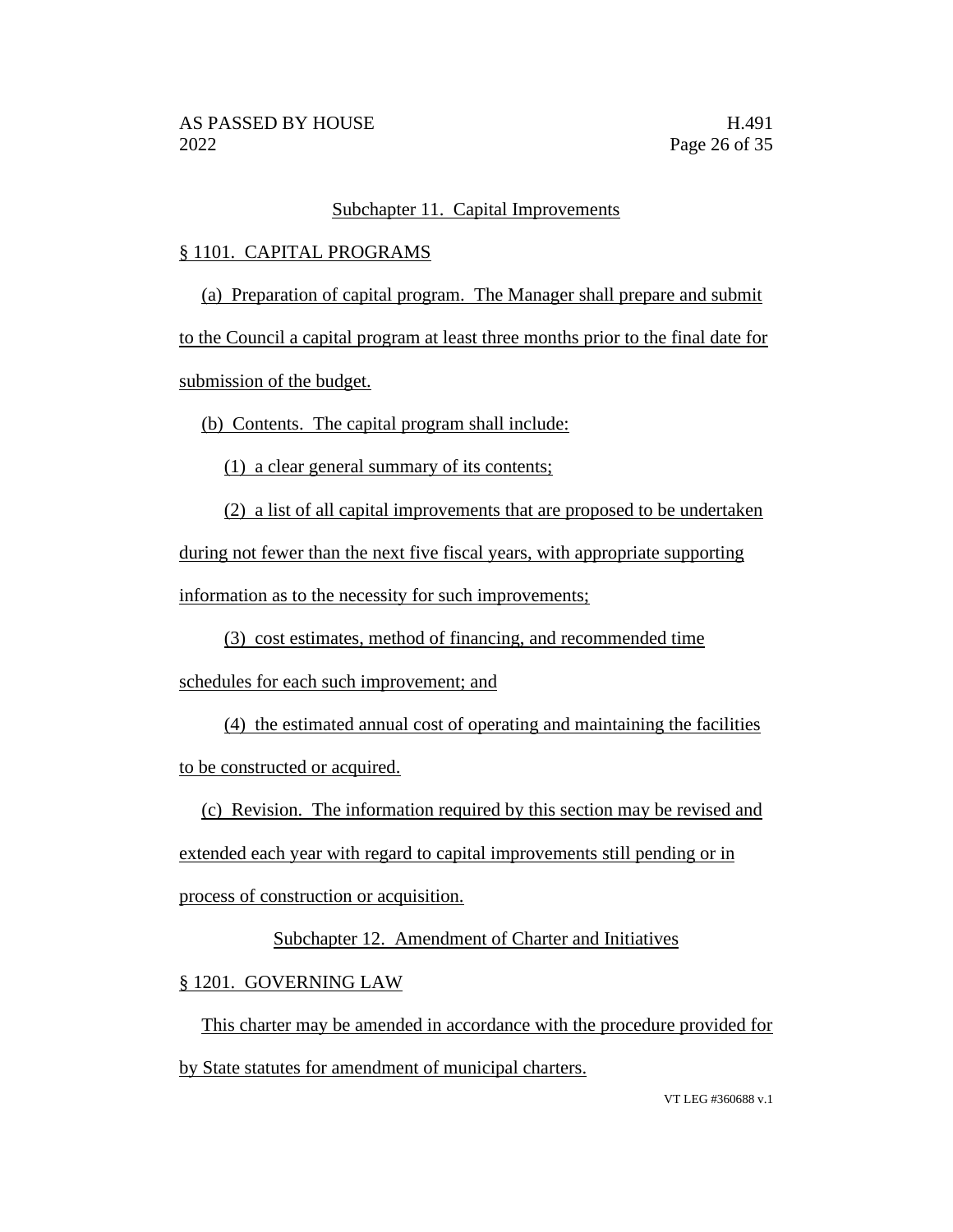## Subchapter 11. Capital Improvements

### § 1101. CAPITAL PROGRAMS

(a) Preparation of capital program. The Manager shall prepare and submit to the Council a capital program at least three months prior to the final date for submission of the budget.

(b) Contents. The capital program shall include:

(1) a clear general summary of its contents;

(2) a list of all capital improvements that are proposed to be undertaken during not fewer than the next five fiscal years, with appropriate supporting information as to the necessity for such improvements;

(3) cost estimates, method of financing, and recommended time schedules for each such improvement; and

(4) the estimated annual cost of operating and maintaining the facilities to be constructed or acquired.

(c) Revision. The information required by this section may be revised and extended each year with regard to capital improvements still pending or in process of construction or acquisition.

## Subchapter 12. Amendment of Charter and Initiatives

### § 1201. GOVERNING LAW

This charter may be amended in accordance with the procedure provided for by State statutes for amendment of municipal charters.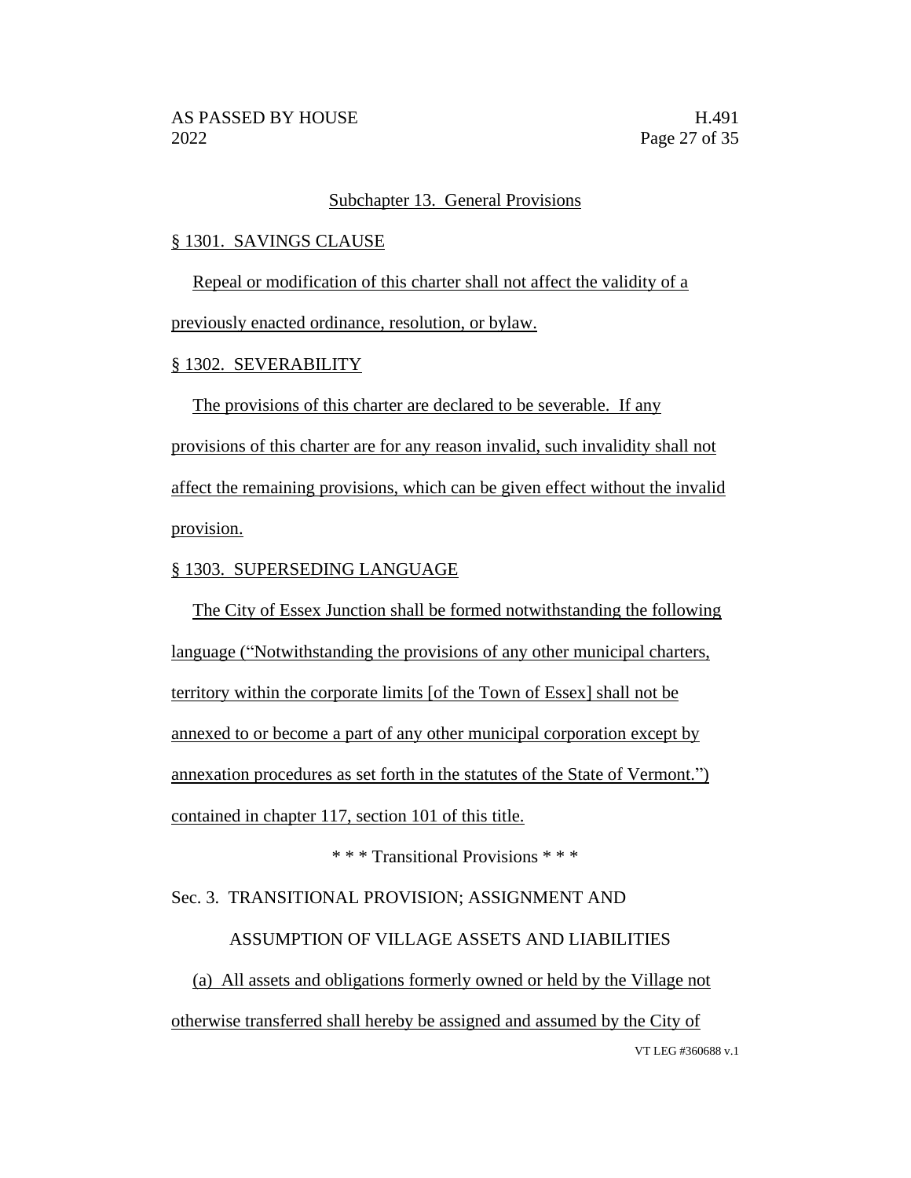## Subchapter 13. General Provisions

### § 1301. SAVINGS CLAUSE

Repeal or modification of this charter shall not affect the validity of a previously enacted ordinance, resolution, or bylaw.

### § 1302. SEVERABILITY

The provisions of this charter are declared to be severable. If any provisions of this charter are for any reason invalid, such invalidity shall not affect the remaining provisions, which can be given effect without the invalid provision.

### § 1303. SUPERSEDING LANGUAGE

The City of Essex Junction shall be formed notwithstanding the following language ("Notwithstanding the provisions of any other municipal charters, territory within the corporate limits [of the Town of Essex] shall not be annexed to or become a part of any other municipal corporation except by annexation procedures as set forth in the statutes of the State of Vermont.") contained in chapter 117, section 101 of this title.

\* \* \* Transitional Provisions \* \* \*

Sec. 3. TRANSITIONAL PROVISION; ASSIGNMENT AND ASSUMPTION OF VILLAGE ASSETS AND LIABILITIES

(a) All assets and obligations formerly owned or held by the Village not otherwise transferred shall hereby be assigned and assumed by the City of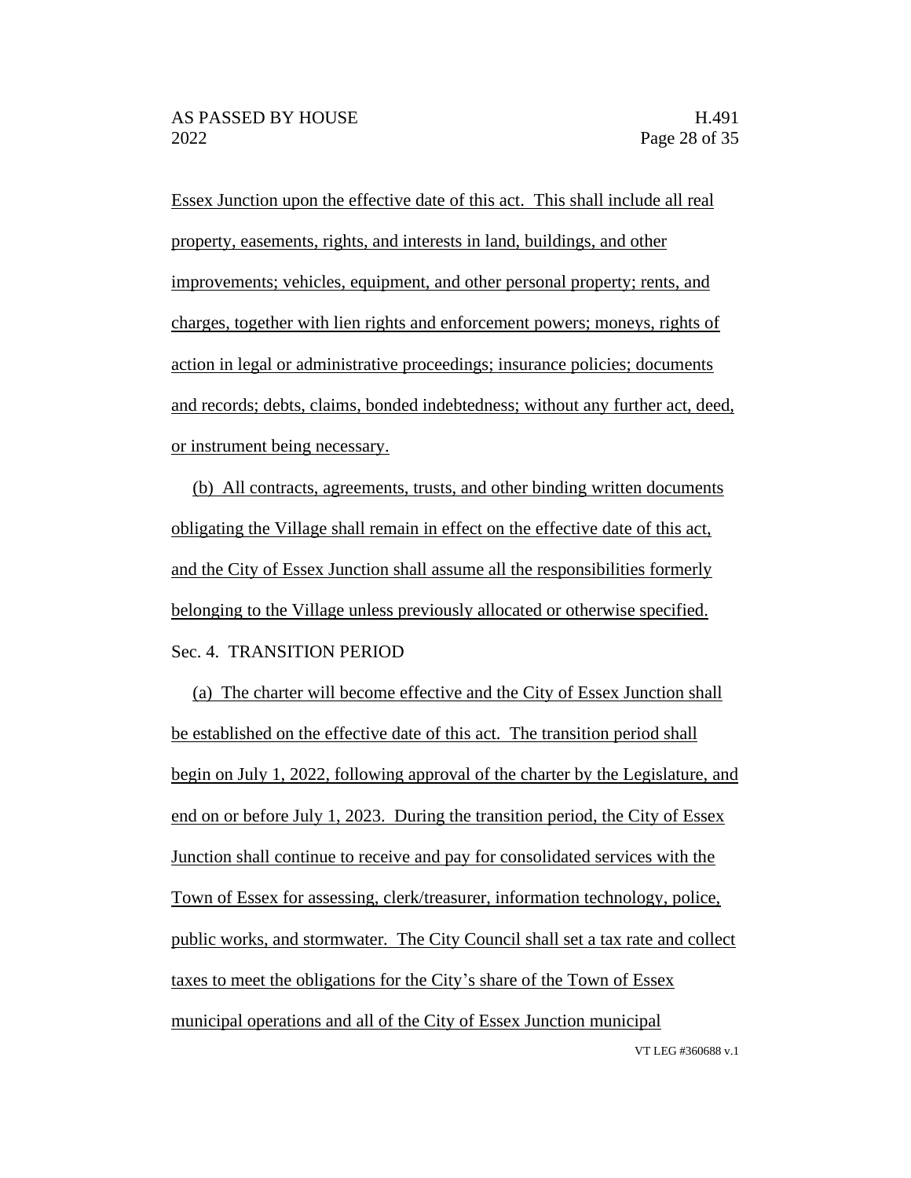Essex Junction upon the effective date of this act. This shall include all real property, easements, rights, and interests in land, buildings, and other improvements; vehicles, equipment, and other personal property; rents, and charges, together with lien rights and enforcement powers; moneys, rights of action in legal or administrative proceedings; insurance policies; documents and records; debts, claims, bonded indebtedness; without any further act, deed, or instrument being necessary.

(b) All contracts, agreements, trusts, and other binding written documents obligating the Village shall remain in effect on the effective date of this act, and the City of Essex Junction shall assume all the responsibilities formerly belonging to the Village unless previously allocated or otherwise specified.

Sec. 4. TRANSITION PERIOD

(a) The charter will become effective and the City of Essex Junction shall be established on the effective date of this act. The transition period shall begin on July 1, 2022, following approval of the charter by the Legislature, and end on or before July 1, 2023. During the transition period, the City of Essex Junction shall continue to receive and pay for consolidated services with the Town of Essex for assessing, clerk/treasurer, information technology, police, public works, and stormwater. The City Council shall set a tax rate and collect taxes to meet the obligations for the City's share of the Town of Essex municipal operations and all of the City of Essex Junction municipal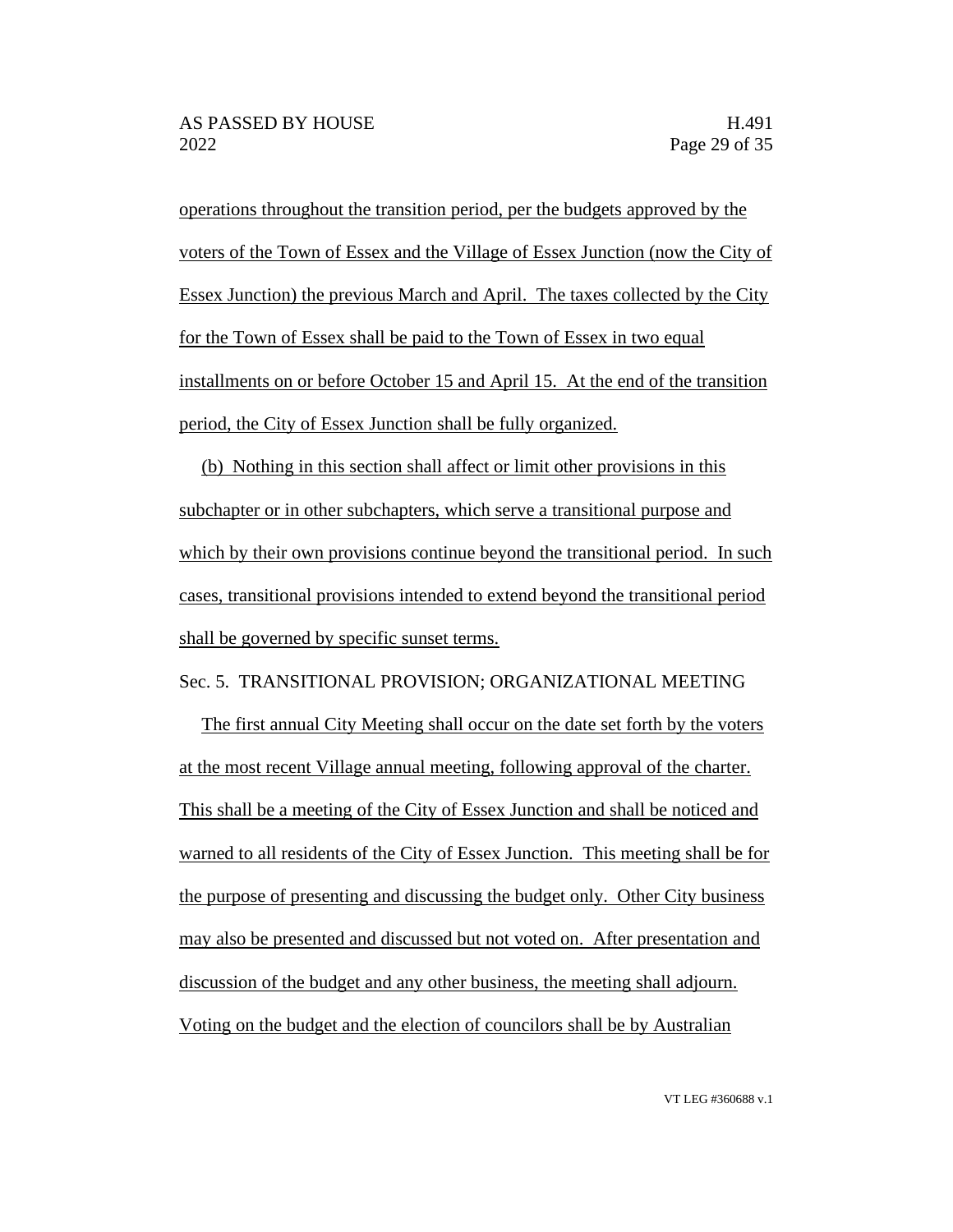operations throughout the transition period, per the budgets approved by the voters of the Town of Essex and the Village of Essex Junction (now the City of Essex Junction) the previous March and April. The taxes collected by the City for the Town of Essex shall be paid to the Town of Essex in two equal installments on or before October 15 and April 15. At the end of the transition period, the City of Essex Junction shall be fully organized.

(b) Nothing in this section shall affect or limit other provisions in this subchapter or in other subchapters, which serve a transitional purpose and which by their own provisions continue beyond the transitional period. In such cases, transitional provisions intended to extend beyond the transitional period shall be governed by specific sunset terms.

Sec. 5. TRANSITIONAL PROVISION; ORGANIZATIONAL MEETING

The first annual City Meeting shall occur on the date set forth by the voters at the most recent Village annual meeting, following approval of the charter. This shall be a meeting of the City of Essex Junction and shall be noticed and warned to all residents of the City of Essex Junction. This meeting shall be for the purpose of presenting and discussing the budget only. Other City business may also be presented and discussed but not voted on. After presentation and discussion of the budget and any other business, the meeting shall adjourn. Voting on the budget and the election of councilors shall be by Australian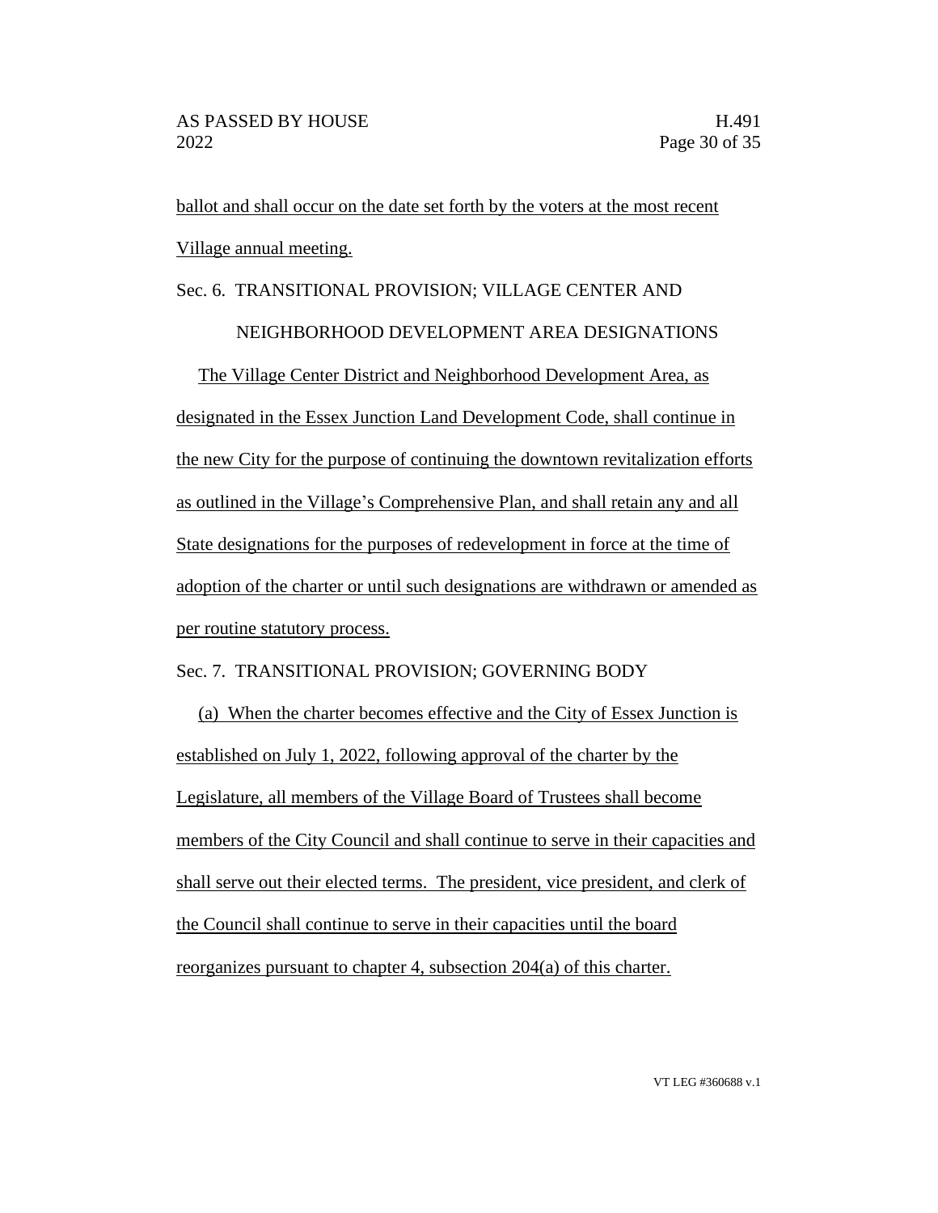ballot and shall occur on the date set forth by the voters at the most recent Village annual meeting.

Sec. 6. TRANSITIONAL PROVISION; VILLAGE CENTER AND NEIGHBORHOOD DEVELOPMENT AREA DESIGNATIONS

The Village Center District and Neighborhood Development Area, as designated in the Essex Junction Land Development Code, shall continue in the new City for the purpose of continuing the downtown revitalization efforts as outlined in the Village's Comprehensive Plan, and shall retain any and all State designations for the purposes of redevelopment in force at the time of adoption of the charter or until such designations are withdrawn or amended as per routine statutory process.

Sec. 7. TRANSITIONAL PROVISION; GOVERNING BODY

(a) When the charter becomes effective and the City of Essex Junction is established on July 1, 2022, following approval of the charter by the Legislature, all members of the Village Board of Trustees shall become members of the City Council and shall continue to serve in their capacities and shall serve out their elected terms. The president, vice president, and clerk of the Council shall continue to serve in their capacities until the board reorganizes pursuant to chapter 4, subsection 204(a) of this charter.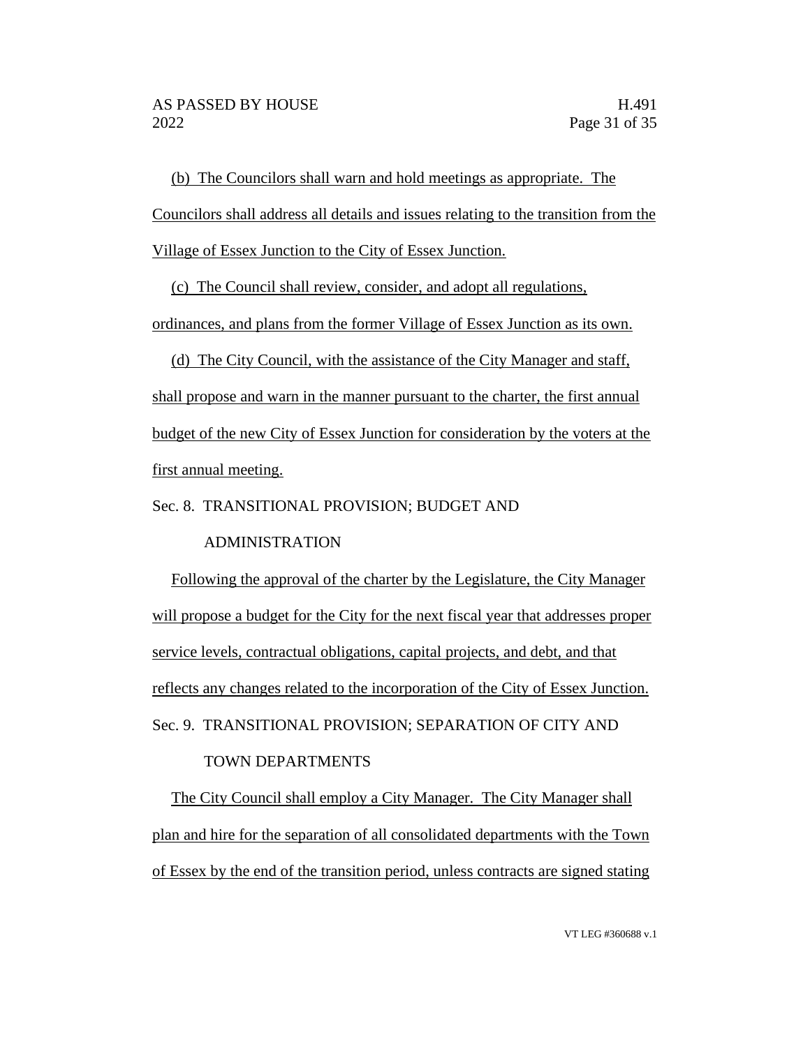(b) The Councilors shall warn and hold meetings as appropriate. The Councilors shall address all details and issues relating to the transition from the Village of Essex Junction to the City of Essex Junction.

(c) The Council shall review, consider, and adopt all regulations, ordinances, and plans from the former Village of Essex Junction as its own.

(d) The City Council, with the assistance of the City Manager and staff, shall propose and warn in the manner pursuant to the charter, the first annual budget of the new City of Essex Junction for consideration by the voters at the first annual meeting.

Sec. 8. TRANSITIONAL PROVISION; BUDGET AND ADMINISTRATION

Following the approval of the charter by the Legislature, the City Manager will propose a budget for the City for the next fiscal year that addresses proper service levels, contractual obligations, capital projects, and debt, and that reflects any changes related to the incorporation of the City of Essex Junction.

Sec. 9. TRANSITIONAL PROVISION; SEPARATION OF CITY AND TOWN DEPARTMENTS

The City Council shall employ a City Manager. The City Manager shall plan and hire for the separation of all consolidated departments with the Town of Essex by the end of the transition period, unless contracts are signed stating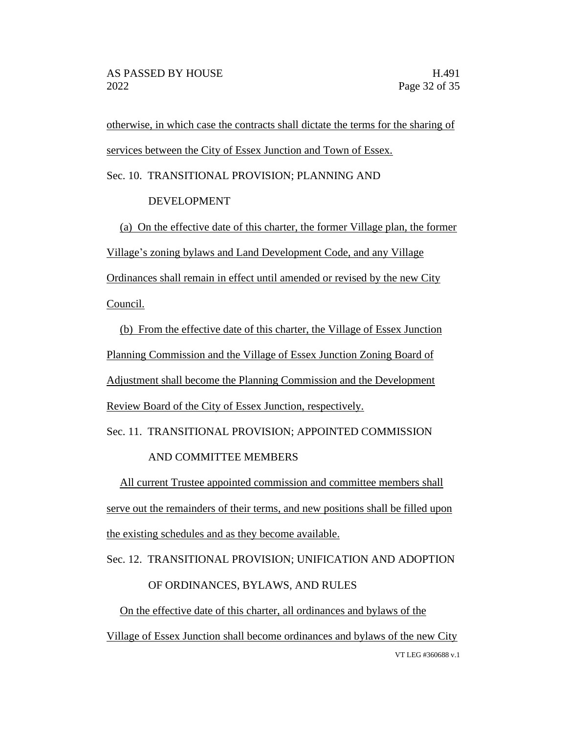otherwise, in which case the contracts shall dictate the terms for the sharing of services between the City of Essex Junction and Town of Essex.

Sec. 10. TRANSITIONAL PROVISION; PLANNING AND DEVELOPMENT

(a) On the effective date of this charter, the former Village plan, the former Village's zoning bylaws and Land Development Code, and any Village Ordinances shall remain in effect until amended or revised by the new City Council.

(b) From the effective date of this charter, the Village of Essex Junction Planning Commission and the Village of Essex Junction Zoning Board of Adjustment shall become the Planning Commission and the Development Review Board of the City of Essex Junction, respectively.

Sec. 11. TRANSITIONAL PROVISION; APPOINTED COMMISSION AND COMMITTEE MEMBERS

All current Trustee appointed commission and committee members shall serve out the remainders of their terms, and new positions shall be filled upon the existing schedules and as they become available.

Sec. 12. TRANSITIONAL PROVISION; UNIFICATION AND ADOPTION OF ORDINANCES, BYLAWS, AND RULES

On the effective date of this charter, all ordinances and bylaws of the Village of Essex Junction shall become ordinances and bylaws of the new City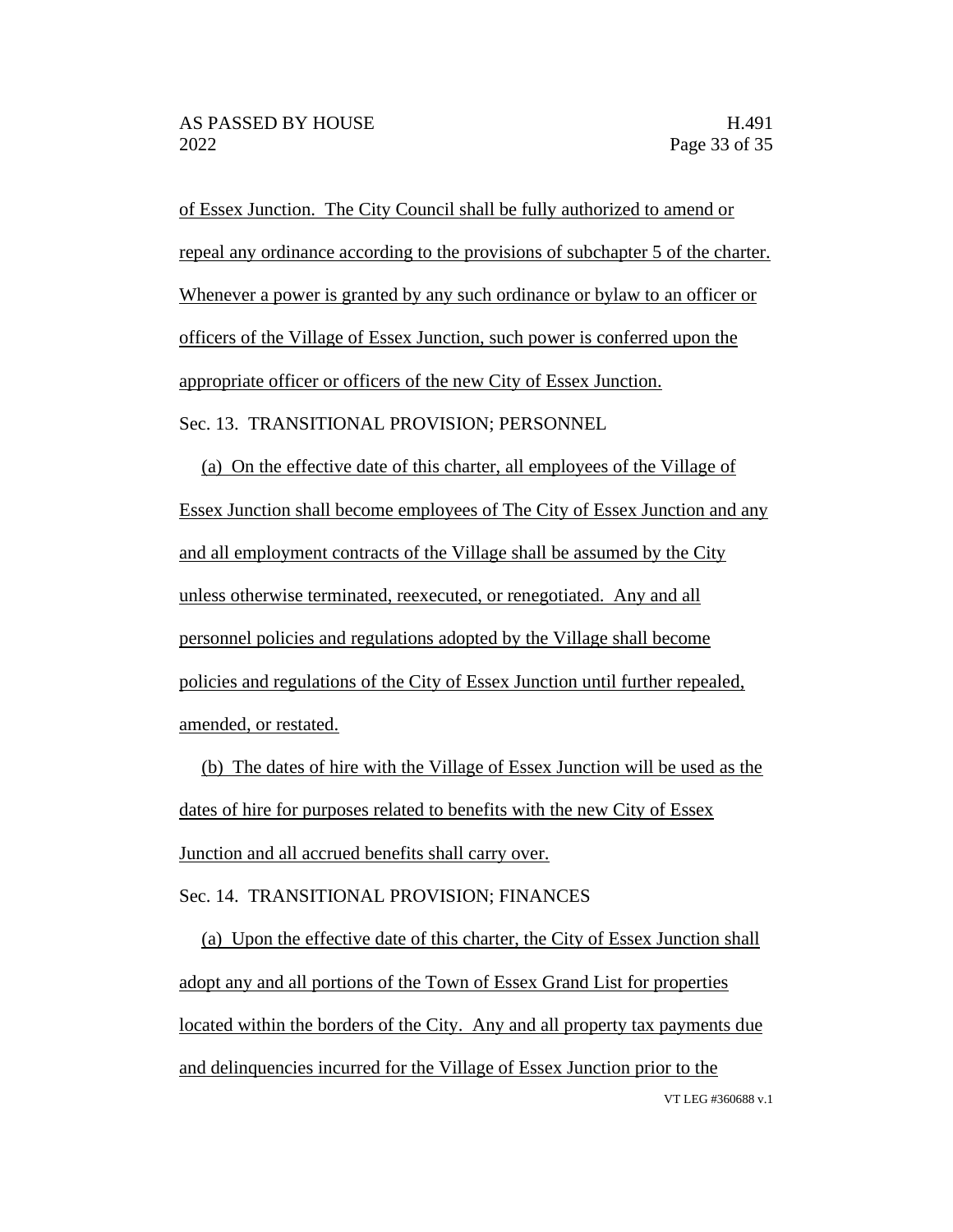of Essex Junction. The City Council shall be fully authorized to amend or repeal any ordinance according to the provisions of subchapter 5 of the charter. Whenever a power is granted by any such ordinance or bylaw to an officer or officers of the Village of Essex Junction, such power is conferred upon the appropriate officer or officers of the new City of Essex Junction.

Sec. 13. TRANSITIONAL PROVISION; PERSONNEL

(a) On the effective date of this charter, all employees of the Village of Essex Junction shall become employees of The City of Essex Junction and any and all employment contracts of the Village shall be assumed by the City unless otherwise terminated, reexecuted, or renegotiated. Any and all personnel policies and regulations adopted by the Village shall become policies and regulations of the City of Essex Junction until further repealed, amended, or restated.

(b) The dates of hire with the Village of Essex Junction will be used as the dates of hire for purposes related to benefits with the new City of Essex Junction and all accrued benefits shall carry over.

Sec. 14. TRANSITIONAL PROVISION; FINANCES

(a) Upon the effective date of this charter, the City of Essex Junction shall adopt any and all portions of the Town of Essex Grand List for properties located within the borders of the City. Any and all property tax payments due and delinquencies incurred for the Village of Essex Junction prior to the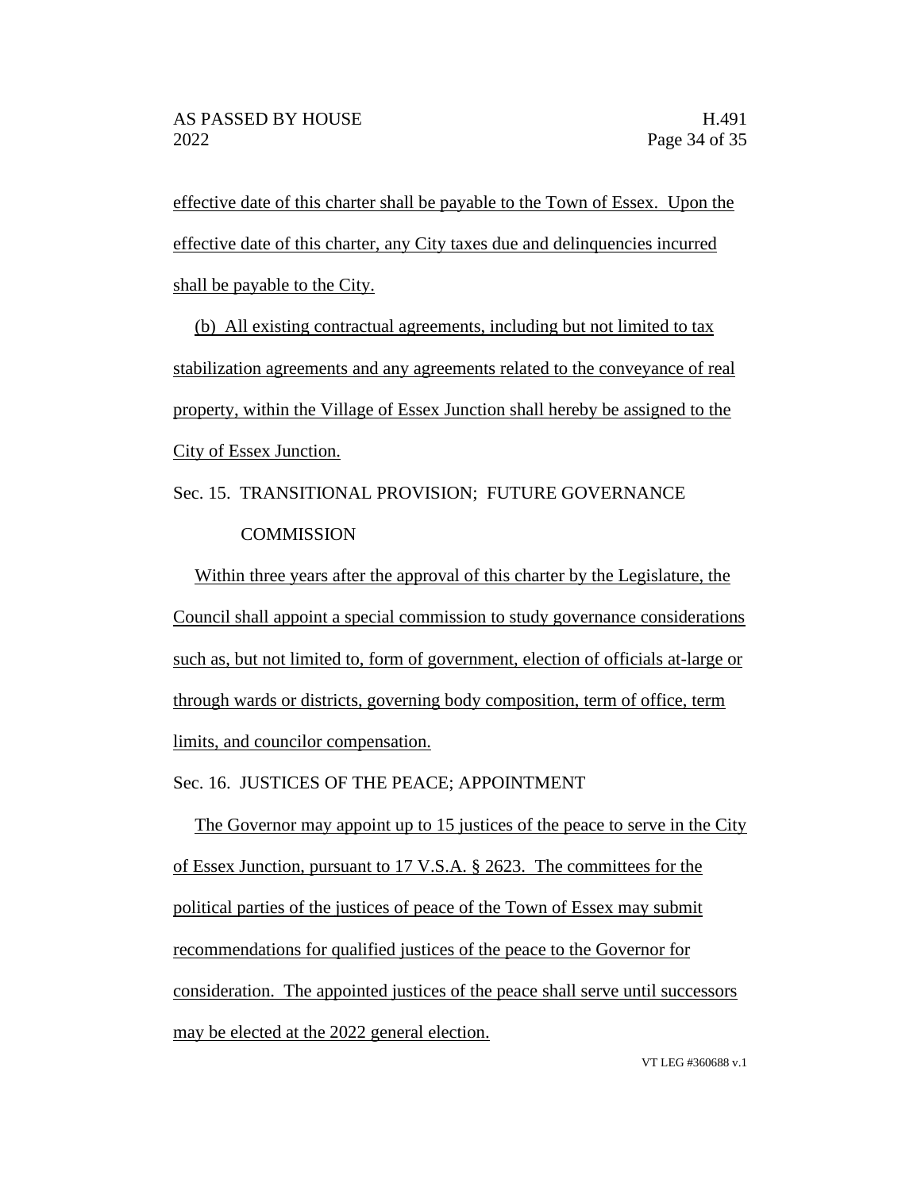effective date of this charter shall be payable to the Town of Essex. Upon the effective date of this charter, any City taxes due and delinquencies incurred shall be payable to the City.

(b) All existing contractual agreements, including but not limited to tax stabilization agreements and any agreements related to the conveyance of real property, within the Village of Essex Junction shall hereby be assigned to the City of Essex Junction.

Sec. 15. TRANSITIONAL PROVISION; FUTURE GOVERNANCE COMMISSION

Within three years after the approval of this charter by the Legislature, the Council shall appoint a special commission to study governance considerations such as, but not limited to, form of government, election of officials at-large or through wards or districts, governing body composition, term of office, term limits, and councilor compensation.

Sec. 16. JUSTICES OF THE PEACE; APPOINTMENT

The Governor may appoint up to 15 justices of the peace to serve in the City of Essex Junction, pursuant to 17 V.S.A. § 2623. The committees for the political parties of the justices of peace of the Town of Essex may submit recommendations for qualified justices of the peace to the Governor for consideration. The appointed justices of the peace shall serve until successors may be elected at the 2022 general election.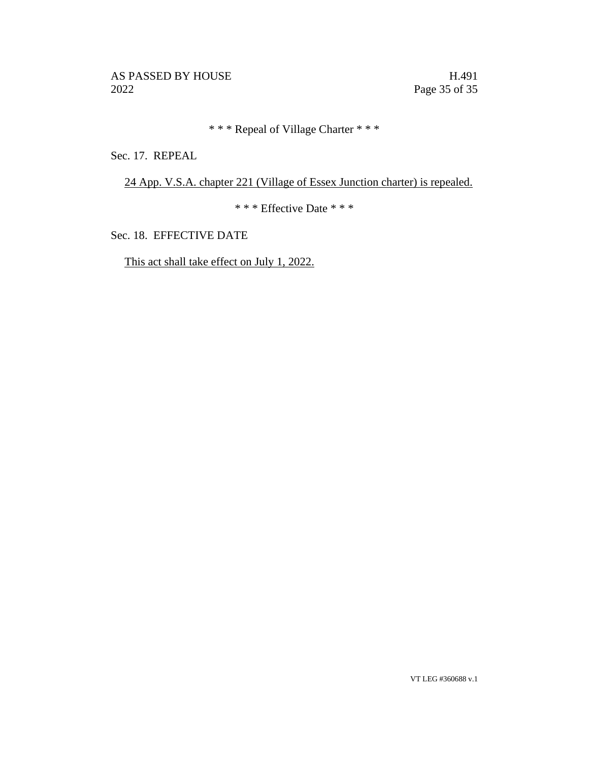\* \* \* Repeal of Village Charter \* \* \*

Sec. 17. REPEAL

24 App. V.S.A. chapter 221 (Village of Essex Junction charter) is repealed.

\* \* \* Effective Date \* \* \*

Sec. 18. EFFECTIVE DATE

This act shall take effect on July 1, 2022.